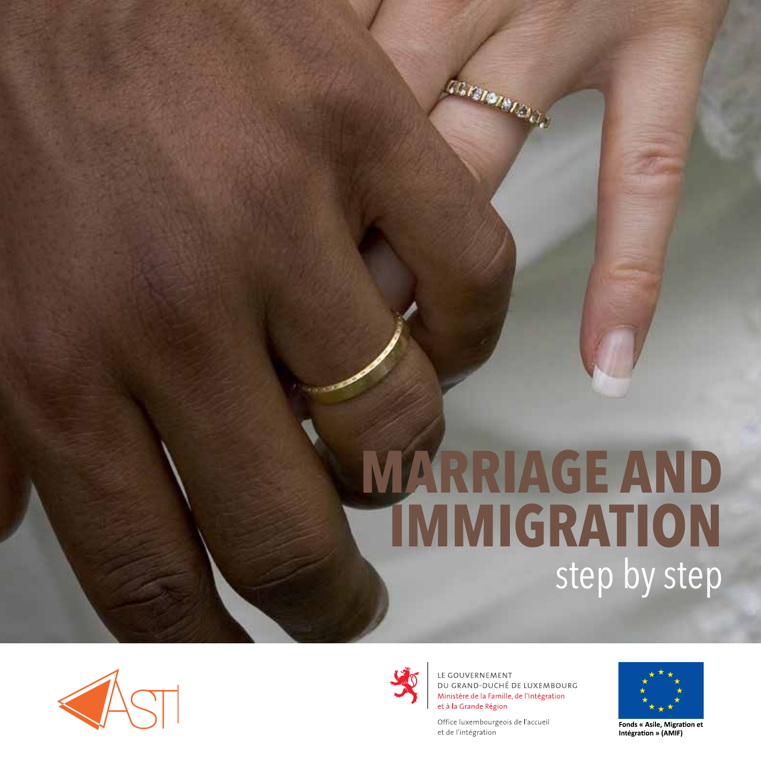# MARRIAGE AND IMMIGRATION

## step by step

ASTI

LE GOUVERNEMENT
DU GRAND-DUCHÉ DE LUXEMBOURG
Ministère de la Famille, de l'Intégration
et à la Grande Région

Office luxembourgeois de l'accueil
et de l'intégration

Fonds « Asile, Migration et Intégration » (AMIF)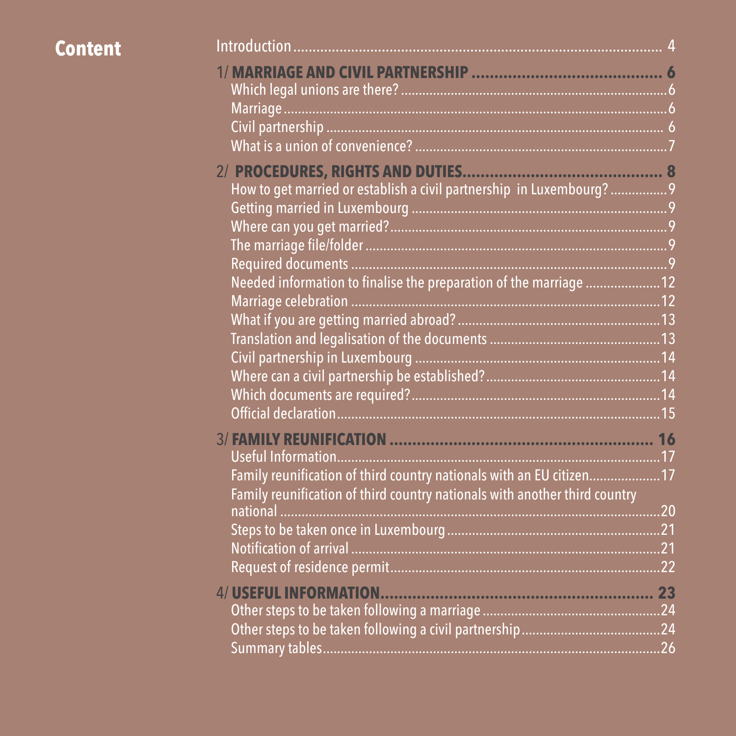# Content

Introduction ........................................................ 4

**1/ MARRIAGE AND CIVIL PARTNERSHIP** ........................................................ **6**

- Which legal unions are there? ........................................................ 6
- Marriage ........................................................ 6
- Civil partnership ........................................................ 6
- What is a union of convenience? ........................................................ 7

**2/ PROCEDURES, RIGHTS AND DUTIES** ........................................................ **8**

- How to get married or establish a civil partnership in Luxembourg? ........................................................ 9
- Getting married in Luxembourg ........................................................ 9
- Where can you get married? ........................................................ 9
- The marriage file/folder ........................................................ 9
- Required documents ........................................................ 9
- Needed information to finalise the preparation of the marriage ........................................................ 12
- Marriage celebration ........................................................ 12
- What if you are getting married abroad? ........................................................ 13
- Translation and legalisation of the documents ........................................................ 13
- Civil partnership in Luxembourg ........................................................ 14
- Where can a civil partnership be established? ........................................................ 14
- Which documents are required? ........................................................ 14
- Official declaration ........................................................ 15

**3/ FAMILY REUNIFICATION** ........................................................ **16**

- Useful Information ........................................................ 17
- Family reunification of third country nationals with an EU citizen ........................................................ 17
- Family reunification of third country nationals with another third country national ........................................................ 20
- Steps to be taken once in Luxembourg ........................................................ 21
- Notification of arrival ........................................................ 21
- Request of residence permit ........................................................ 22

**4/ USEFUL INFORMATION** ........................................................ **23**

- Other steps to be taken following a marriage ........................................................ 24
- Other steps to be taken following a civil partnership ........................................................ 24
- Summary tables ........................................................ 26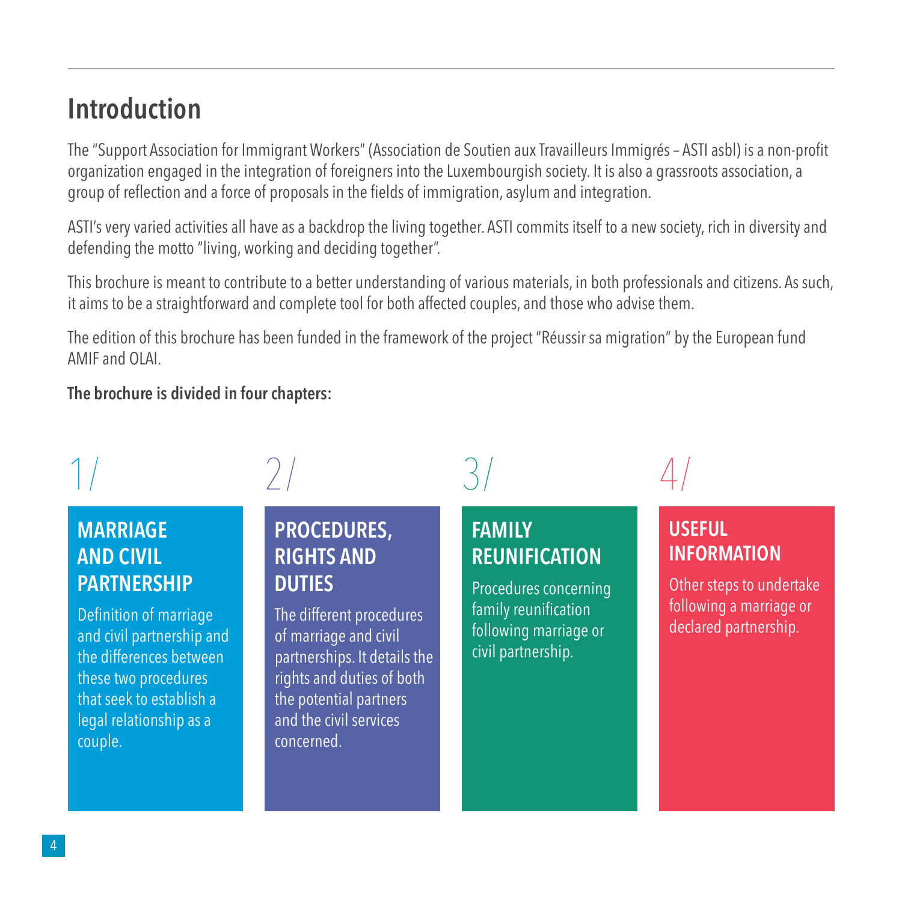## Introduction

The "Support Association for Immigrant Workers" (Association de Soutien aux Travailleurs Immigrés – ASTI asbl) is a non-profit organization engaged in the integration of foreigners into the Luxembourgish society. It is also a grassroots association, a group of reflection and a force of proposals in the fields of immigration, asylum and integration.

ASTI's very varied activities all have as a backdrop the living together. ASTI commits itself to a new society, rich in diversity and defending the motto "living, working and deciding together".

This brochure is meant to contribute to a better understanding of various materials, in both professionals and citizens. As such, it aims to be a straightforward and complete tool for both affected couples, and those who advise them.

The edition of this brochure has been funded in the framework of the project "Réussir sa migration" by the European fund AMIF and OLAI.

**The brochure is divided in four chapters:**

1/

**MARRIAGE AND CIVIL PARTNERSHIP**

Definition of marriage and civil partnership and the differences between these two procedures that seek to establish a legal relationship as a couple.

2/

**PROCEDURES, RIGHTS AND DUTIES**

The different procedures of marriage and civil partnerships. It details the rights and duties of both the potential partners and the civil services concerned.

3/

**FAMILY REUNIFICATION**

Procedures concerning family reunification following marriage or civil partnership.

4/

**USEFUL INFORMATION**

Other steps to undertake following a marriage or declared partnership.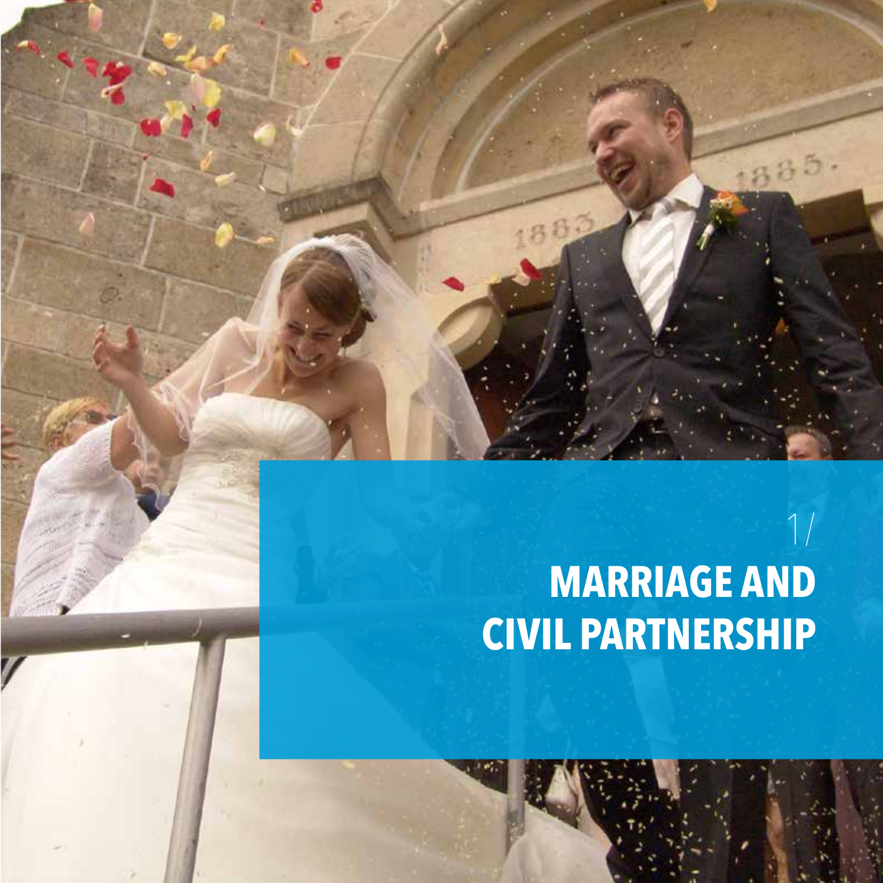1/

# MARRIAGE AND CIVIL PARTNERSHIP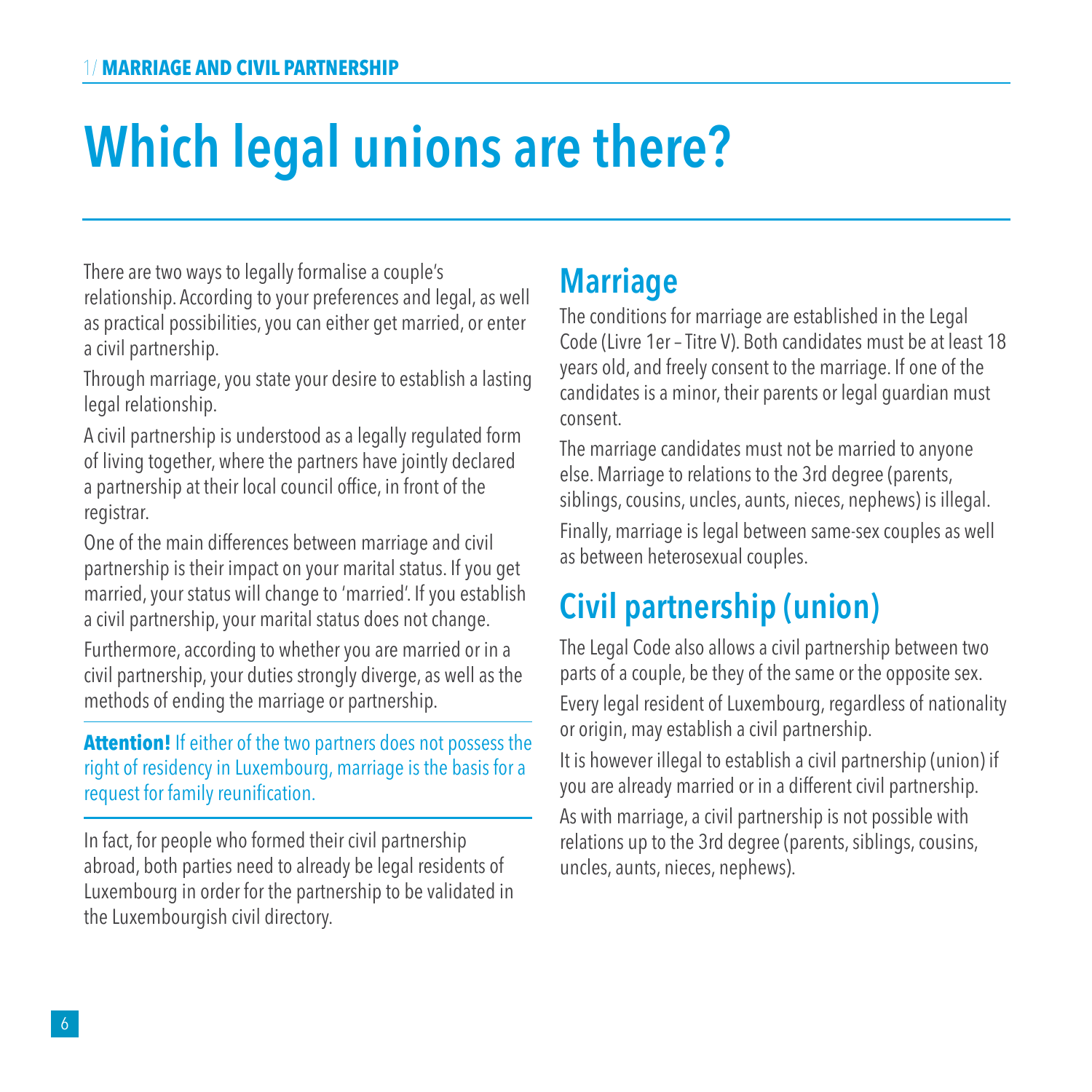# Which legal unions are there?

There are two ways to legally formalise a couple's relationship. According to your preferences and legal, as well as practical possibilities, you can either get married, or enter a civil partnership.

Through marriage, you state your desire to establish a lasting legal relationship.

A civil partnership is understood as a legally regulated form of living together, where the partners have jointly declared a partnership at their local council office, in front of the registrar.

One of the main differences between marriage and civil partnership is their impact on your marital status. If you get married, your status will change to 'married'. If you establish a civil partnership, your marital status does not change.

Furthermore, according to whether you are married or in a civil partnership, your duties strongly diverge, as well as the methods of ending the marriage or partnership.

**Attention!** If either of the two partners does not possess the right of residency in Luxembourg, marriage is the basis for a request for family reunification.

In fact, for people who formed their civil partnership abroad, both parties need to already be legal residents of Luxembourg in order for the partnership to be validated in the Luxembourgish civil directory.

## Marriage

The conditions for marriage are established in the Legal Code (Livre 1er – Titre V). Both candidates must be at least 18 years old, and freely consent to the marriage. If one of the candidates is a minor, their parents or legal guardian must consent.

The marriage candidates must not be married to anyone else. Marriage to relations to the 3rd degree (parents, siblings, cousins, uncles, aunts, nieces, nephews) is illegal.

Finally, marriage is legal between same-sex couples as well as between heterosexual couples.

## Civil partnership (union)

The Legal Code also allows a civil partnership between two parts of a couple, be they of the same or the opposite sex.

Every legal resident of Luxembourg, regardless of nationality or origin, may establish a civil partnership.

It is however illegal to establish a civil partnership (union) if you are already married or in a different civil partnership.

As with marriage, a civil partnership is not possible with relations up to the 3rd degree (parents, siblings, cousins, uncles, aunts, nieces, nephews).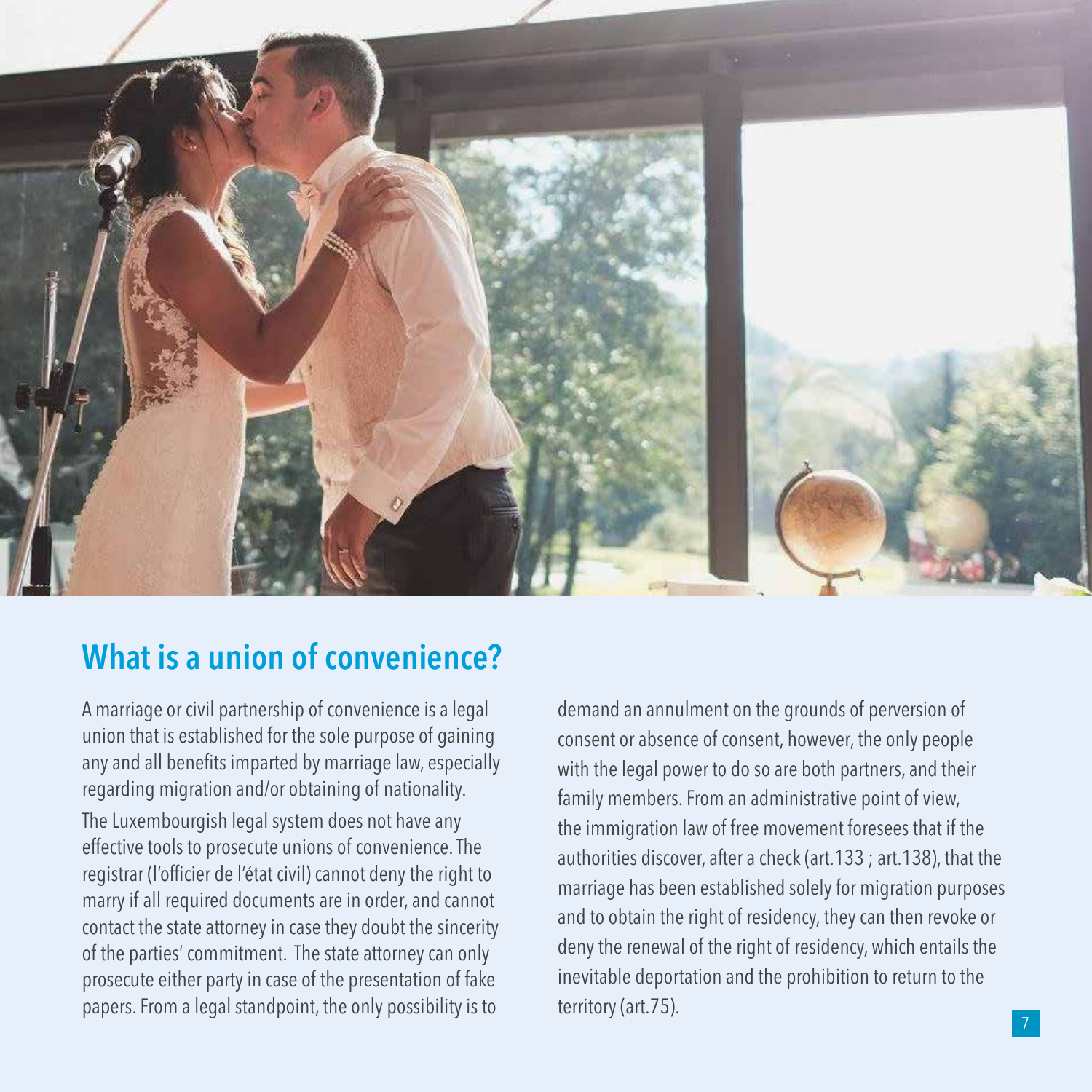## What is a union of convenience?

A marriage or civil partnership of convenience is a legal union that is established for the sole purpose of gaining any and all benefits imparted by marriage law, especially regarding migration and/or obtaining of nationality.

The Luxembourgish legal system does not have any effective tools to prosecute unions of convenience. The registrar (l'officier de l'état civil) cannot deny the right to marry if all required documents are in order, and cannot contact the state attorney in case they doubt the sincerity of the parties' commitment. The state attorney can only prosecute either party in case of the presentation of fake papers. From a legal standpoint, the only possibility is to demand an annulment on the grounds of perversion of consent or absence of consent, however, the only people with the legal power to do so are both partners, and their family members. From an administrative point of view, the immigration law of free movement foresees that if the authorities discover, after a check (art.133 ; art.138), that the marriage has been established solely for migration purposes and to obtain the right of residency, they can then revoke or deny the renewal of the right of residency, which entails the inevitable deportation and the prohibition to return to the territory (art.75).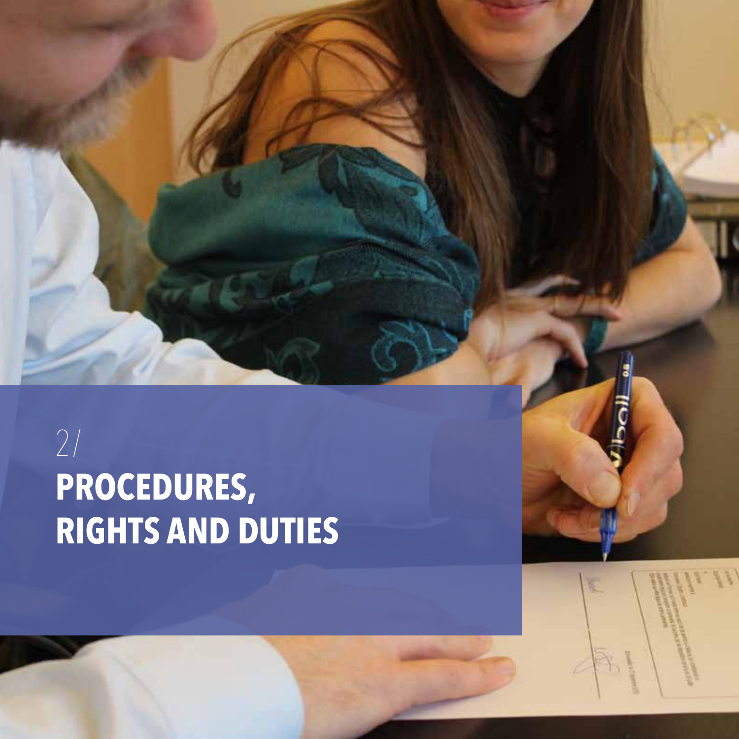2/

# PROCEDURES, RIGHTS AND DUTIES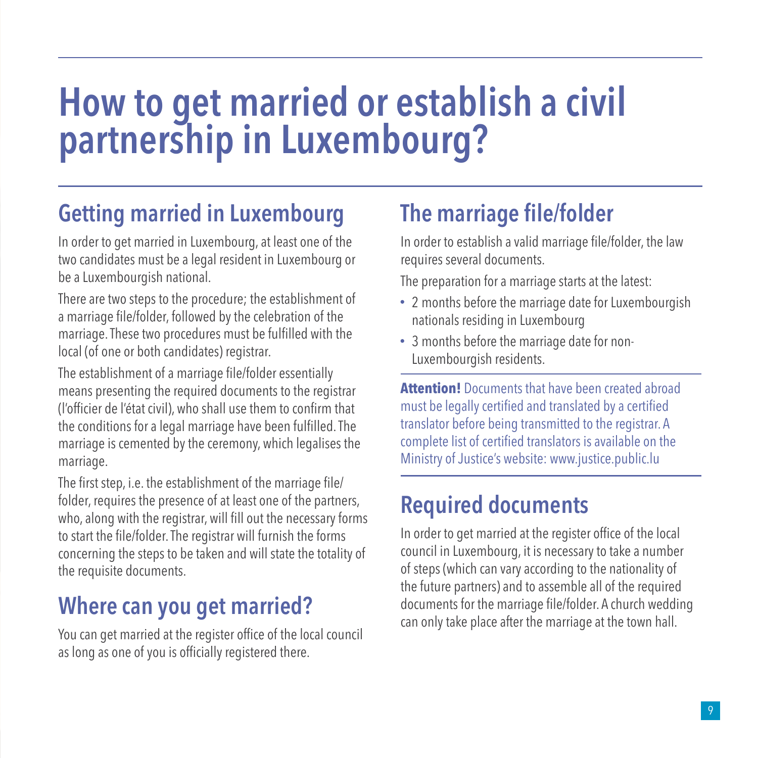# How to get married or establish a civil partnership in Luxembourg?

## Getting married in Luxembourg

In order to get married in Luxembourg, at least one of the two candidates must be a legal resident in Luxembourg or be a Luxembourgish national.

There are two steps to the procedure; the establishment of a marriage file/folder, followed by the celebration of the marriage. These two procedures must be fulfilled with the local (of one or both candidates) registrar.

The establishment of a marriage file/folder essentially means presenting the required documents to the registrar (l'officier de l'état civil), who shall use them to confirm that the conditions for a legal marriage have been fulfilled. The marriage is cemented by the ceremony, which legalises the marriage.

The first step, i.e. the establishment of the marriage file/folder, requires the presence of at least one of the partners, who, along with the registrar, will fill out the necessary forms to start the file/folder. The registrar will furnish the forms concerning the steps to be taken and will state the totality of the requisite documents.

## Where can you get married?

You can get married at the register office of the local council as long as one of you is officially registered there.

## The marriage file/folder

In order to establish a valid marriage file/folder, the law requires several documents.

The preparation for a marriage starts at the latest:

- 2 months before the marriage date for Luxembourgish nationals residing in Luxembourg
- 3 months before the marriage date for non-Luxembourgish residents.

**Attention!** Documents that have been created abroad must be legally certified and translated by a certified translator before being transmitted to the registrar. A complete list of certified translators is available on the Ministry of Justice's website: www.justice.public.lu

## Required documents

In order to get married at the register office of the local council in Luxembourg, it is necessary to take a number of steps (which can vary according to the nationality of the future partners) and to assemble all of the required documents for the marriage file/folder. A church wedding can only take place after the marriage at the town hall.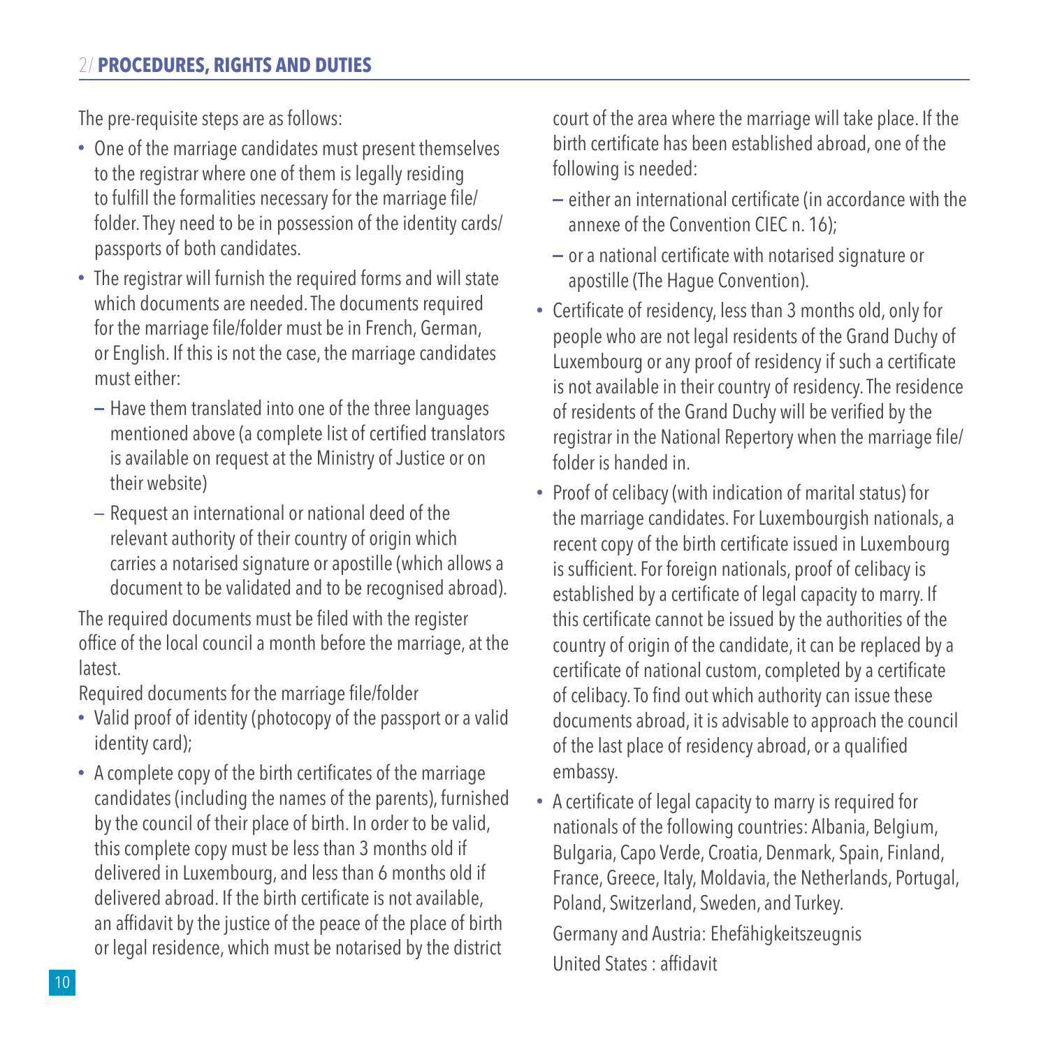The pre-requisite steps are as follows:

- One of the marriage candidates must present themselves to the registrar where one of them is legally residing to fulfill the formalities necessary for the marriage file/folder. They need to be in possession of the identity cards/passports of both candidates.
- The registrar will furnish the required forms and will state which documents are needed. The documents required for the marriage file/folder must be in French, German, or English. If this is not the case, the marriage candidates must either:
  - Have them translated into one of the three languages mentioned above (a complete list of certified translators is available on request at the Ministry of Justice or on their website)
  - Request an international or national deed of the relevant authority of their country of origin which carries a notarised signature or apostille (which allows a document to be validated and to be recognised abroad).

The required documents must be filed with the register office of the local council a month before the marriage, at the latest.

Required documents for the marriage file/folder

- Valid proof of identity (photocopy of the passport or a valid identity card);
- A complete copy of the birth certificates of the marriage candidates (including the names of the parents), furnished by the council of their place of birth. In order to be valid, this complete copy must be less than 3 months old if delivered in Luxembourg, and less than 6 months old if delivered abroad. If the birth certificate is not available, an affidavit by the justice of the peace of the place of birth or legal residence, which must be notarised by the district court of the area where the marriage will take place. If the birth certificate has been established abroad, one of the following is needed:
  - either an international certificate (in accordance with the annexe of the Convention CIEC n. 16);
  - or a national certificate with notarised signature or apostille (The Hague Convention).
- Certificate of residency, less than 3 months old, only for people who are not legal residents of the Grand Duchy of Luxembourg or any proof of residency if such a certificate is not available in their country of residency. The residence of residents of the Grand Duchy will be verified by the registrar in the National Repertory when the marriage file/folder is handed in.
- Proof of celibacy (with indication of marital status) for the marriage candidates. For Luxembourgish nationals, a recent copy of the birth certificate issued in Luxembourg is sufficient. For foreign nationals, proof of celibacy is established by a certificate of legal capacity to marry. If this certificate cannot be issued by the authorities of the country of origin of the candidate, it can be replaced by a certificate of national custom, completed by a certificate of celibacy. To find out which authority can issue these documents abroad, it is advisable to approach the council of the last place of residency abroad, or a qualified embassy.
- A certificate of legal capacity to marry is required for nationals of the following countries: Albania, Belgium, Bulgaria, Capo Verde, Croatia, Denmark, Spain, Finland, France, Greece, Italy, Moldavia, the Netherlands, Portugal, Poland, Switzerland, Sweden, and Turkey.

  Germany and Austria: Ehefähigkeitszeugnis

  United States : affidavit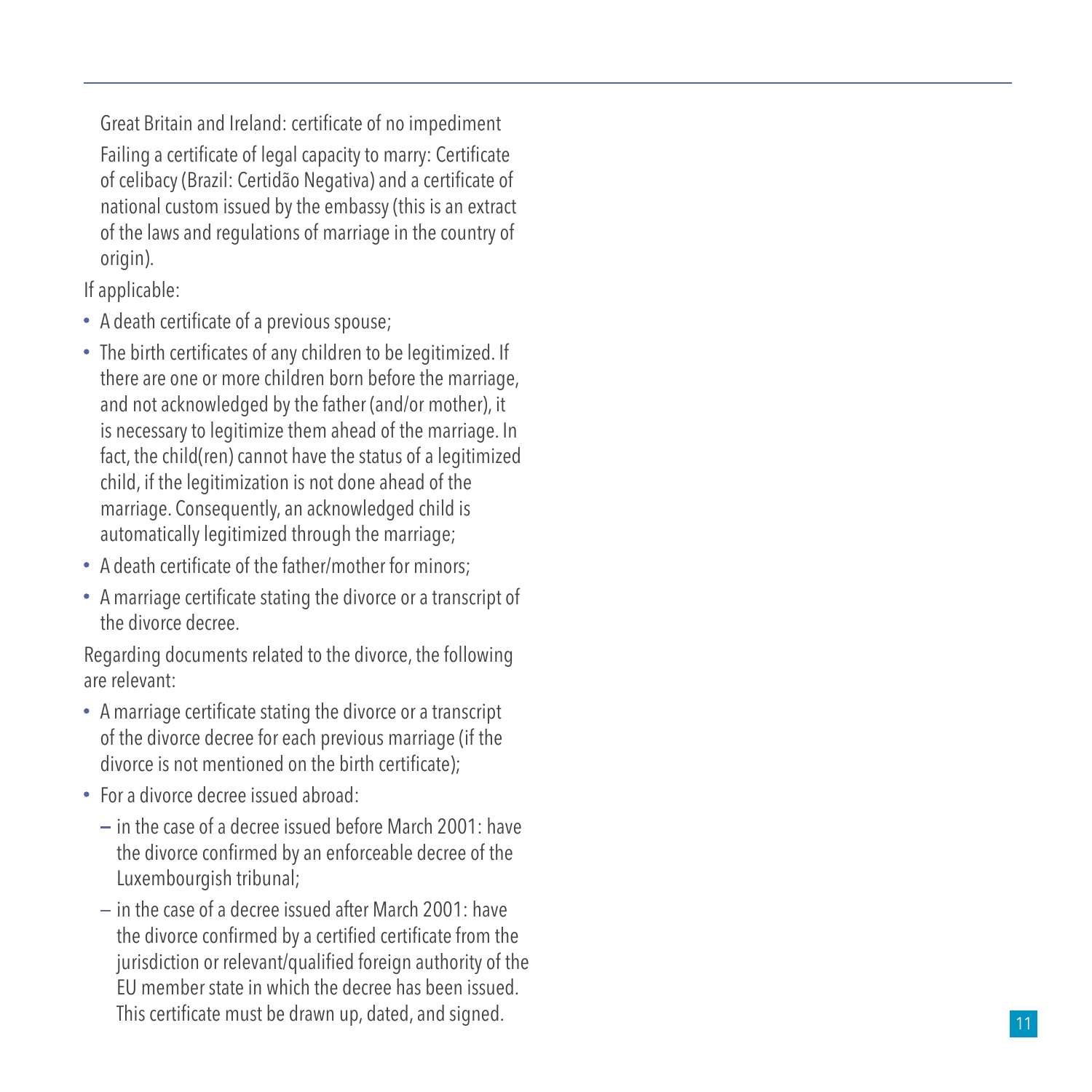Great Britain and Ireland: certificate of no impediment

Failing a certificate of legal capacity to marry: Certificate of celibacy (Brazil: Certidão Negativa) and a certificate of national custom issued by the embassy (this is an extract of the laws and regulations of marriage in the country of origin).

If applicable:

- A death certificate of a previous spouse;
- The birth certificates of any children to be legitimized. If there are one or more children born before the marriage, and not acknowledged by the father (and/or mother), it is necessary to legitimize them ahead of the marriage. In fact, the child(ren) cannot have the status of a legitimized child, if the legitimization is not done ahead of the marriage. Consequently, an acknowledged child is automatically legitimized through the marriage;
- A death certificate of the father/mother for minors;
- A marriage certificate stating the divorce or a transcript of the divorce decree.

Regarding documents related to the divorce, the following are relevant:

- A marriage certificate stating the divorce or a transcript of the divorce decree for each previous marriage (if the divorce is not mentioned on the birth certificate);
- For a divorce decree issued abroad:
  - in the case of a decree issued before March 2001: have the divorce confirmed by an enforceable decree of the Luxembourgish tribunal;
  - in the case of a decree issued after March 2001: have the divorce confirmed by a certified certificate from the jurisdiction or relevant/qualified foreign authority of the EU member state in which the decree has been issued. This certificate must be drawn up, dated, and signed.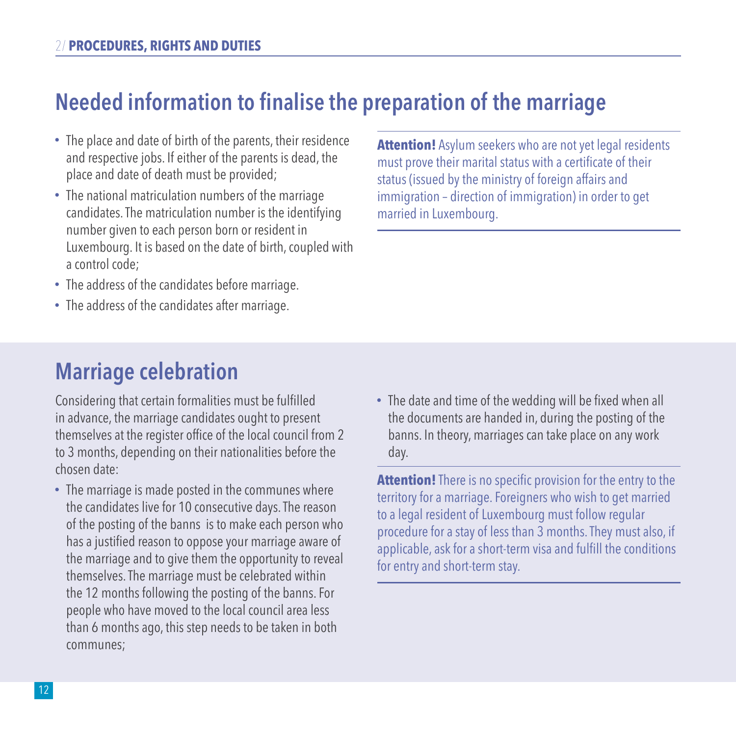## Needed information to finalise the preparation of the marriage

- The place and date of birth of the parents, their residence and respective jobs. If either of the parents is dead, the place and date of death must be provided;
- The national matriculation numbers of the marriage candidates. The matriculation number is the identifying number given to each person born or resident in Luxembourg. It is based on the date of birth, coupled with a control code;
- The address of the candidates before marriage.
- The address of the candidates after marriage.

**Attention!** Asylum seekers who are not yet legal residents must prove their marital status with a certificate of their status (issued by the ministry of foreign affairs and immigration – direction of immigration) in order to get married in Luxembourg.

## Marriage celebration

Considering that certain formalities must be fulfilled in advance, the marriage candidates ought to present themselves at the register office of the local council from 2 to 3 months, depending on their nationalities before the chosen date:

- The marriage is made posted in the communes where the candidates live for 10 consecutive days. The reason of the posting of the banns is to make each person who has a justified reason to oppose your marriage aware of the marriage and to give them the opportunity to reveal themselves. The marriage must be celebrated within the 12 months following the posting of the banns. For people who have moved to the local council area less than 6 months ago, this step needs to be taken in both communes;
- The date and time of the wedding will be fixed when all the documents are handed in, during the posting of the banns. In theory, marriages can take place on any work day.

**Attention!** There is no specific provision for the entry to the territory for a marriage. Foreigners who wish to get married to a legal resident of Luxembourg must follow regular procedure for a stay of less than 3 months. They must also, if applicable, ask for a short-term visa and fulfill the conditions for entry and short-term stay.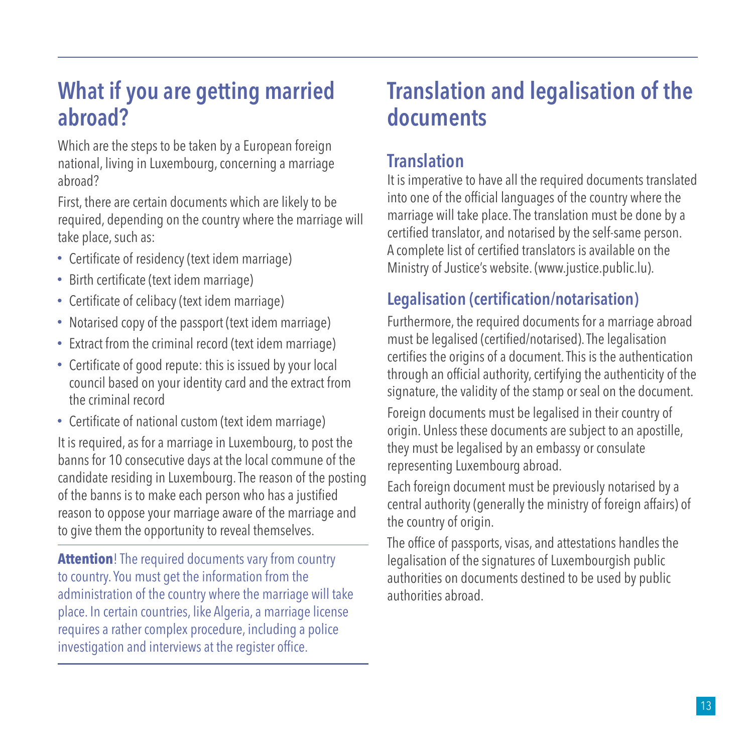## What if you are getting married abroad?

Which are the steps to be taken by a European foreign national, living in Luxembourg, concerning a marriage abroad?

First, there are certain documents which are likely to be required, depending on the country where the marriage will take place, such as:

- Certificate of residency (text idem marriage)
- Birth certificate (text idem marriage)
- Certificate of celibacy (text idem marriage)
- Notarised copy of the passport (text idem marriage)
- Extract from the criminal record (text idem marriage)
- Certificate of good repute: this is issued by your local council based on your identity card and the extract from the criminal record
- Certificate of national custom (text idem marriage)

It is required, as for a marriage in Luxembourg, to post the banns for 10 consecutive days at the local commune of the candidate residing in Luxembourg. The reason of the posting of the banns is to make each person who has a justified reason to oppose your marriage aware of the marriage and to give them the opportunity to reveal themselves.

**Attention**! The required documents vary from country to country. You must get the information from the administration of the country where the marriage will take place. In certain countries, like Algeria, a marriage license requires a rather complex procedure, including a police investigation and interviews at the register office.

## Translation and legalisation of the documents

### Translation

It is imperative to have all the required documents translated into one of the official languages of the country where the marriage will take place. The translation must be done by a certified translator, and notarised by the self-same person. A complete list of certified translators is available on the Ministry of Justice's website. (www.justice.public.lu).

### Legalisation (certification/notarisation)

Furthermore, the required documents for a marriage abroad must be legalised (certified/notarised). The legalisation certifies the origins of a document. This is the authentication through an official authority, certifying the authenticity of the signature, the validity of the stamp or seal on the document.

Foreign documents must be legalised in their country of origin. Unless these documents are subject to an apostille, they must be legalised by an embassy or consulate representing Luxembourg abroad.

Each foreign document must be previously notarised by a central authority (generally the ministry of foreign affairs) of the country of origin.

The office of passports, visas, and attestations handles the legalisation of the signatures of Luxembourgish public authorities on documents destined to be used by public authorities abroad.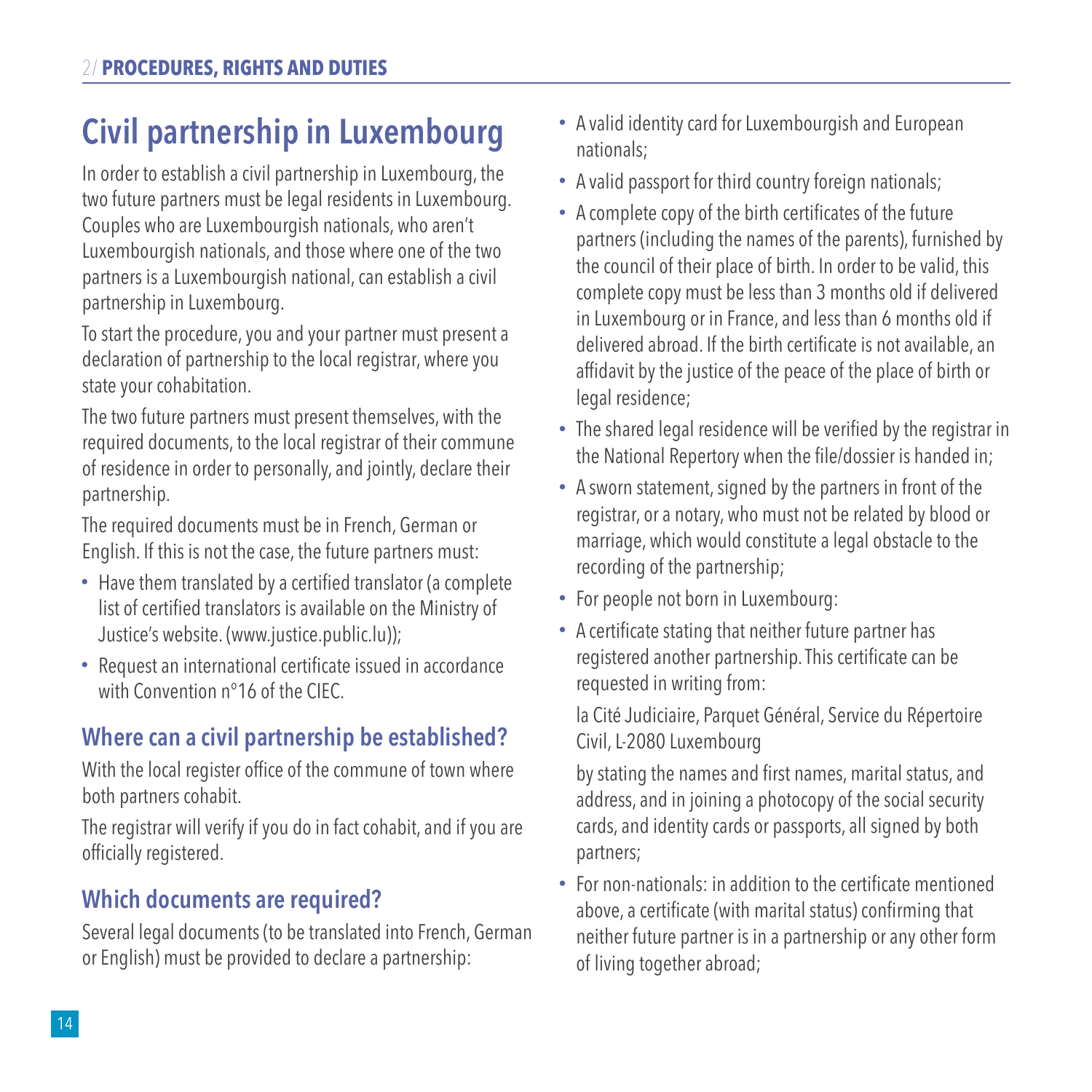# Civil partnership in Luxembourg

In order to establish a civil partnership in Luxembourg, the two future partners must be legal residents in Luxembourg. Couples who are Luxembourgish nationals, who aren't Luxembourgish nationals, and those where one of the two partners is a Luxembourgish national, can establish a civil partnership in Luxembourg.

To start the procedure, you and your partner must present a declaration of partnership to the local registrar, where you state your cohabitation.

The two future partners must present themselves, with the required documents, to the local registrar of their commune of residence in order to personally, and jointly, declare their partnership.

The required documents must be in French, German or English. If this is not the case, the future partners must:

- Have them translated by a certified translator (a complete list of certified translators is available on the Ministry of Justice's website. (www.justice.public.lu));
- Request an international certificate issued in accordance with Convention n°16 of the CIEC.

## Where can a civil partnership be established?

With the local register office of the commune of town where both partners cohabit.

The registrar will verify if you do in fact cohabit, and if you are officially registered.

## Which documents are required?

Several legal documents (to be translated into French, German or English) must be provided to declare a partnership:

- A valid identity card for Luxembourgish and European nationals;
- A valid passport for third country foreign nationals;
- A complete copy of the birth certificates of the future partners (including the names of the parents), furnished by the council of their place of birth. In order to be valid, this complete copy must be less than 3 months old if delivered in Luxembourg or in France, and less than 6 months old if delivered abroad. If the birth certificate is not available, an affidavit by the justice of the peace of the place of birth or legal residence;
- The shared legal residence will be verified by the registrar in the National Repertory when the file/dossier is handed in;
- A sworn statement, signed by the partners in front of the registrar, or a notary, who must not be related by blood or marriage, which would constitute a legal obstacle to the recording of the partnership;
- For people not born in Luxembourg:
- A certificate stating that neither future partner has registered another partnership. This certificate can be requested in writing from:

  la Cité Judiciaire, Parquet Général, Service du Répertoire Civil, L-2080 Luxembourg

  by stating the names and first names, marital status, and address, and in joining a photocopy of the social security cards, and identity cards or passports, all signed by both partners;
- For non-nationals: in addition to the certificate mentioned above, a certificate (with marital status) confirming that neither future partner is in a partnership or any other form of living together abroad;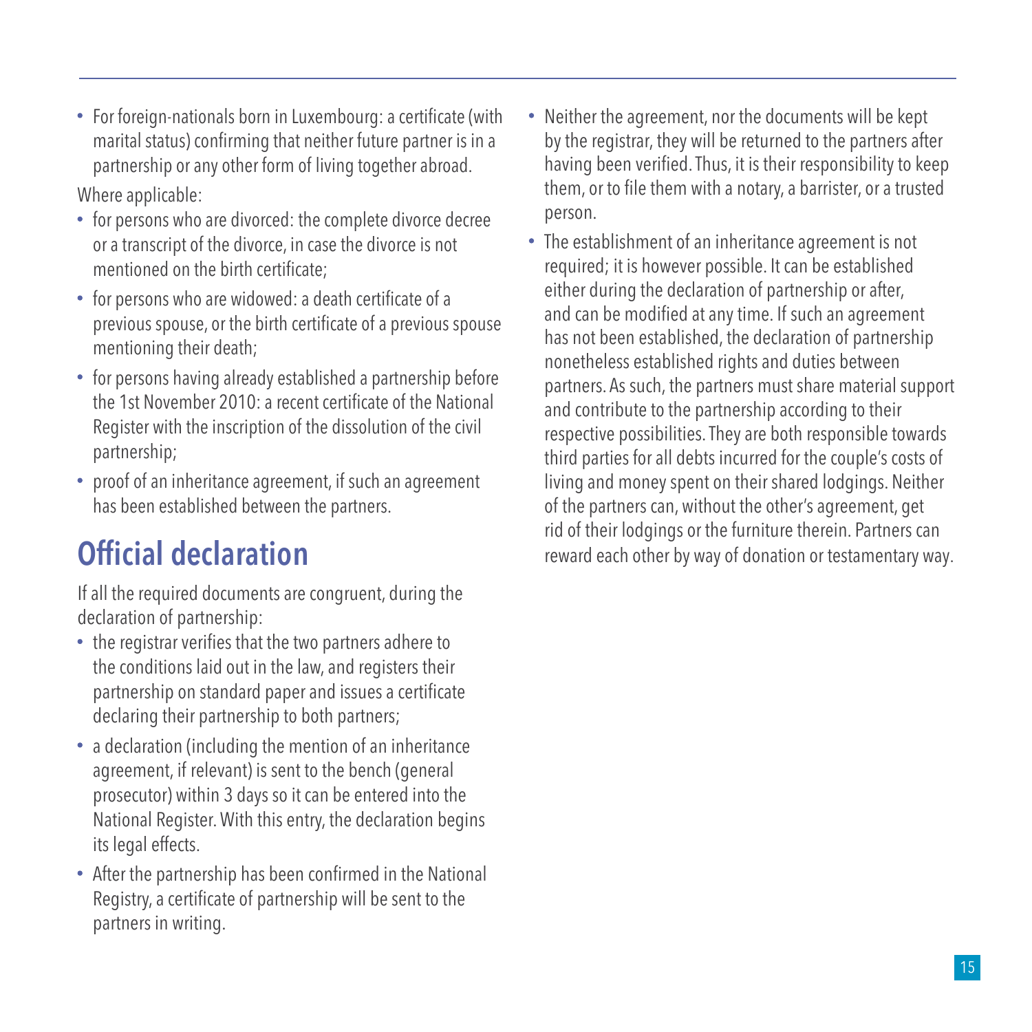- For foreign-nationals born in Luxembourg: a certificate (with marital status) confirming that neither future partner is in a partnership or any other form of living together abroad.

Where applicable:

- for persons who are divorced: the complete divorce decree or a transcript of the divorce, in case the divorce is not mentioned on the birth certificate;
- for persons who are widowed: a death certificate of a previous spouse, or the birth certificate of a previous spouse mentioning their death;
- for persons having already established a partnership before the 1st November 2010: a recent certificate of the National Register with the inscription of the dissolution of the civil partnership;
- proof of an inheritance agreement, if such an agreement has been established between the partners.

## Official declaration

If all the required documents are congruent, during the declaration of partnership:

- the registrar verifies that the two partners adhere to the conditions laid out in the law, and registers their partnership on standard paper and issues a certificate declaring their partnership to both partners;
- a declaration (including the mention of an inheritance agreement, if relevant) is sent to the bench (general prosecutor) within 3 days so it can be entered into the National Register. With this entry, the declaration begins its legal effects.
- After the partnership has been confirmed in the National Registry, a certificate of partnership will be sent to the partners in writing.
- Neither the agreement, nor the documents will be kept by the registrar, they will be returned to the partners after having been verified. Thus, it is their responsibility to keep them, or to file them with a notary, a barrister, or a trusted person.
- The establishment of an inheritance agreement is not required; it is however possible. It can be established either during the declaration of partnership or after, and can be modified at any time. If such an agreement has not been established, the declaration of partnership nonetheless established rights and duties between partners. As such, the partners must share material support and contribute to the partnership according to their respective possibilities. They are both responsible towards third parties for all debts incurred for the couple's costs of living and money spent on their shared lodgings. Neither of the partners can, without the other's agreement, get rid of their lodgings or the furniture therein. Partners can reward each other by way of donation or testamentary way.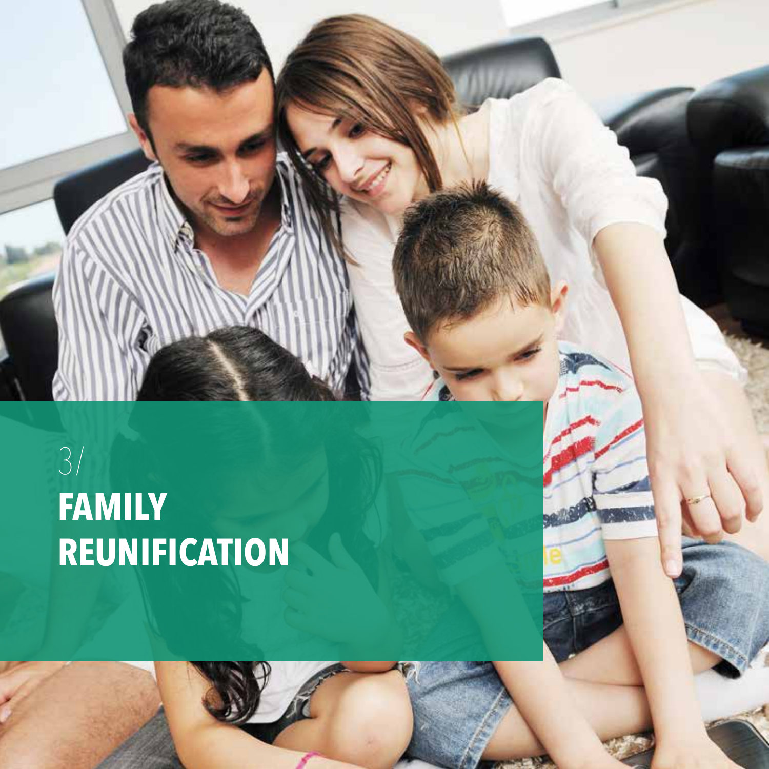3/

# FAMILY REUNIFICATION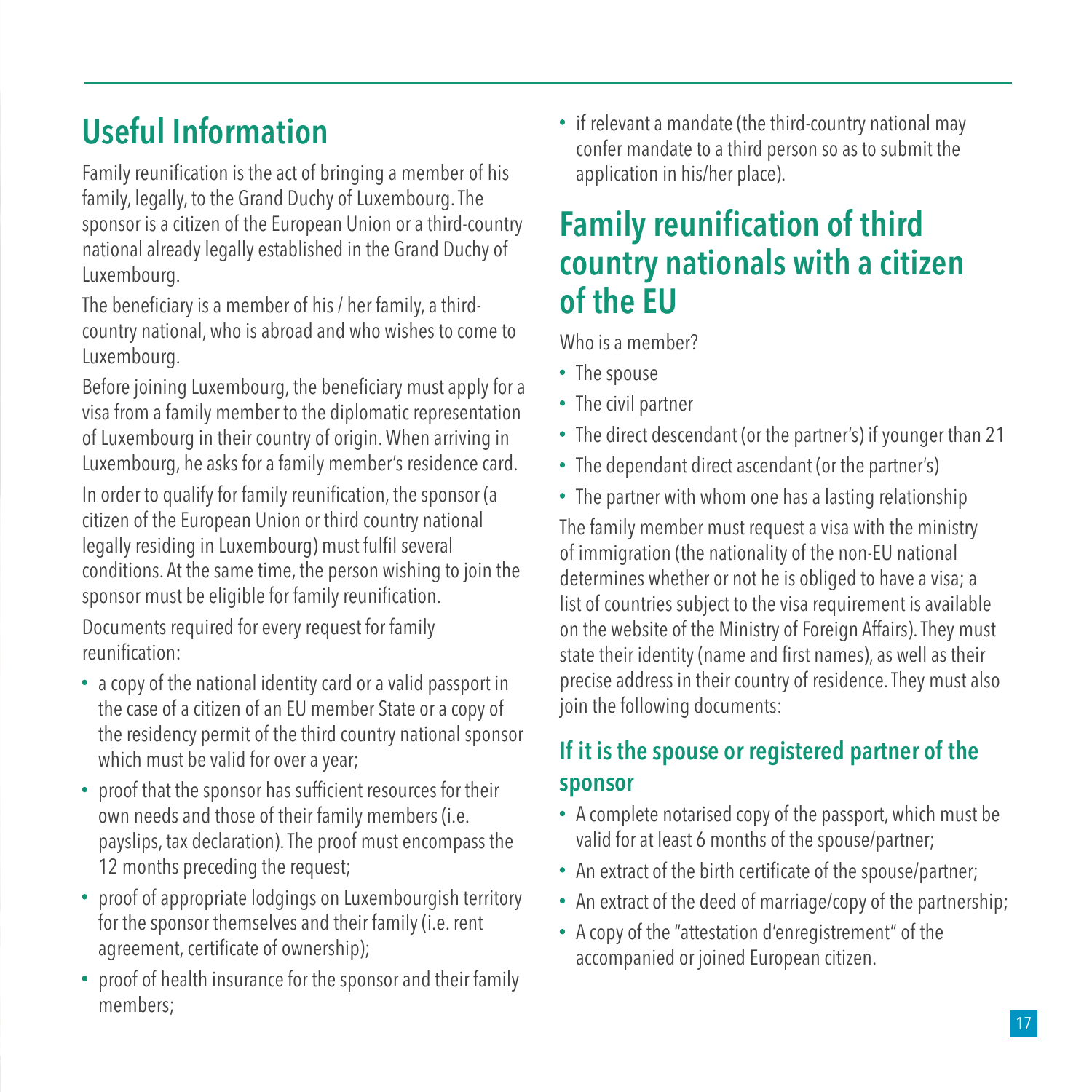# Useful Information

Family reunification is the act of bringing a member of his family, legally, to the Grand Duchy of Luxembourg. The sponsor is a citizen of the European Union or a third-country national already legally established in the Grand Duchy of Luxembourg.

The beneficiary is a member of his / her family, a third-country national, who is abroad and who wishes to come to Luxembourg.

Before joining Luxembourg, the beneficiary must apply for a visa from a family member to the diplomatic representation of Luxembourg in their country of origin. When arriving in Luxembourg, he asks for a family member's residence card.

In order to qualify for family reunification, the sponsor (a citizen of the European Union or third country national legally residing in Luxembourg) must fulfil several conditions. At the same time, the person wishing to join the sponsor must be eligible for family reunification.

Documents required for every request for family reunification:

- a copy of the national identity card or a valid passport in the case of a citizen of an EU member State or a copy of the residency permit of the third country national sponsor which must be valid for over a year;
- proof that the sponsor has sufficient resources for their own needs and those of their family members (i.e. payslips, tax declaration). The proof must encompass the 12 months preceding the request;
- proof of appropriate lodgings on Luxembourgish territory for the sponsor themselves and their family (i.e. rent agreement, certificate of ownership);
- proof of health insurance for the sponsor and their family members;
- if relevant a mandate (the third-country national may confer mandate to a third person so as to submit the application in his/her place).

# Family reunification of third country nationals with a citizen of the EU

Who is a member?

- The spouse
- The civil partner
- The direct descendant (or the partner's) if younger than 21
- The dependant direct ascendant (or the partner's)
- The partner with whom one has a lasting relationship

The family member must request a visa with the ministry of immigration (the nationality of the non-EU national determines whether or not he is obliged to have a visa; a list of countries subject to the visa requirement is available on the website of the Ministry of Foreign Affairs). They must state their identity (name and first names), as well as their precise address in their country of residence. They must also join the following documents:

## If it is the spouse or registered partner of the sponsor

- A complete notarised copy of the passport, which must be valid for at least 6 months of the spouse/partner;
- An extract of the birth certificate of the spouse/partner;
- An extract of the deed of marriage/copy of the partnership;
- A copy of the "attestation d'enregistrement" of the accompanied or joined European citizen.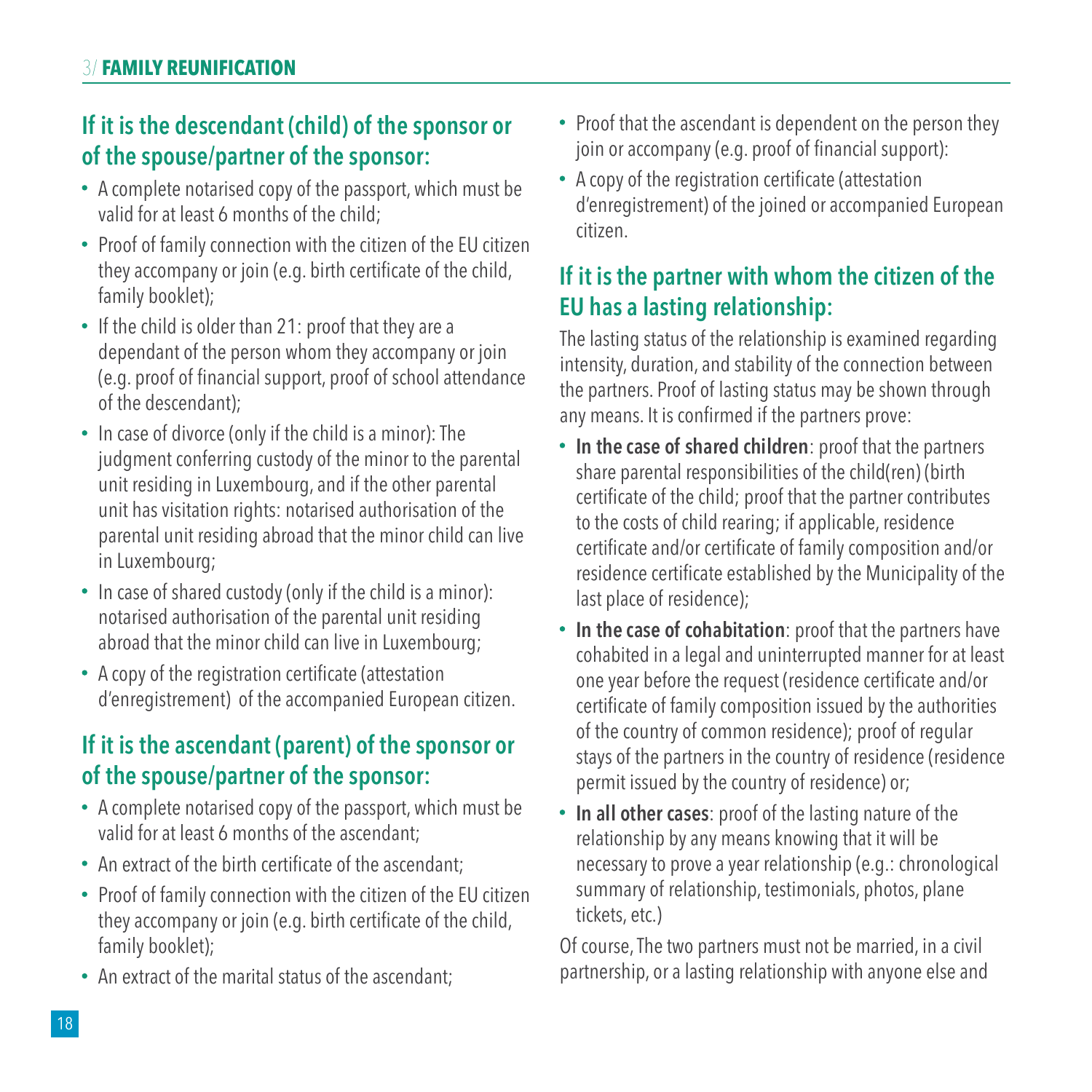### If it is the descendant (child) of the sponsor or of the spouse/partner of the sponsor:

- A complete notarised copy of the passport, which must be valid for at least 6 months of the child;
- Proof of family connection with the citizen of the EU citizen they accompany or join (e.g. birth certificate of the child, family booklet);
- If the child is older than 21: proof that they are a dependant of the person whom they accompany or join (e.g. proof of financial support, proof of school attendance of the descendant);
- In case of divorce (only if the child is a minor): The judgment conferring custody of the minor to the parental unit residing in Luxembourg, and if the other parental unit has visitation rights: notarised authorisation of the parental unit residing abroad that the minor child can live in Luxembourg;
- In case of shared custody (only if the child is a minor): notarised authorisation of the parental unit residing abroad that the minor child can live in Luxembourg;
- A copy of the registration certificate (attestation d'enregistrement) of the accompanied European citizen.

### If it is the ascendant (parent) of the sponsor or of the spouse/partner of the sponsor:

- A complete notarised copy of the passport, which must be valid for at least 6 months of the ascendant;
- An extract of the birth certificate of the ascendant;
- Proof of family connection with the citizen of the EU citizen they accompany or join (e.g. birth certificate of the child, family booklet);
- An extract of the marital status of the ascendant;
- Proof that the ascendant is dependent on the person they join or accompany (e.g. proof of financial support):
- A copy of the registration certificate (attestation d'enregistrement) of the joined or accompanied European citizen.

### If it is the partner with whom the citizen of the EU has a lasting relationship:

The lasting status of the relationship is examined regarding intensity, duration, and stability of the connection between the partners. Proof of lasting status may be shown through any means. It is confirmed if the partners prove:

- **In the case of shared children**: proof that the partners share parental responsibilities of the child(ren) (birth certificate of the child; proof that the partner contributes to the costs of child rearing; if applicable, residence certificate and/or certificate of family composition and/or residence certificate established by the Municipality of the last place of residence);
- **In the case of cohabitation**: proof that the partners have cohabited in a legal and uninterrupted manner for at least one year before the request (residence certificate and/or certificate of family composition issued by the authorities of the country of common residence); proof of regular stays of the partners in the country of residence (residence permit issued by the country of residence) or;
- **In all other cases**: proof of the lasting nature of the relationship by any means knowing that it will be necessary to prove a year relationship (e.g.: chronological summary of relationship, testimonials, photos, plane tickets, etc.)

Of course, The two partners must not be married, in a civil partnership, or a lasting relationship with anyone else and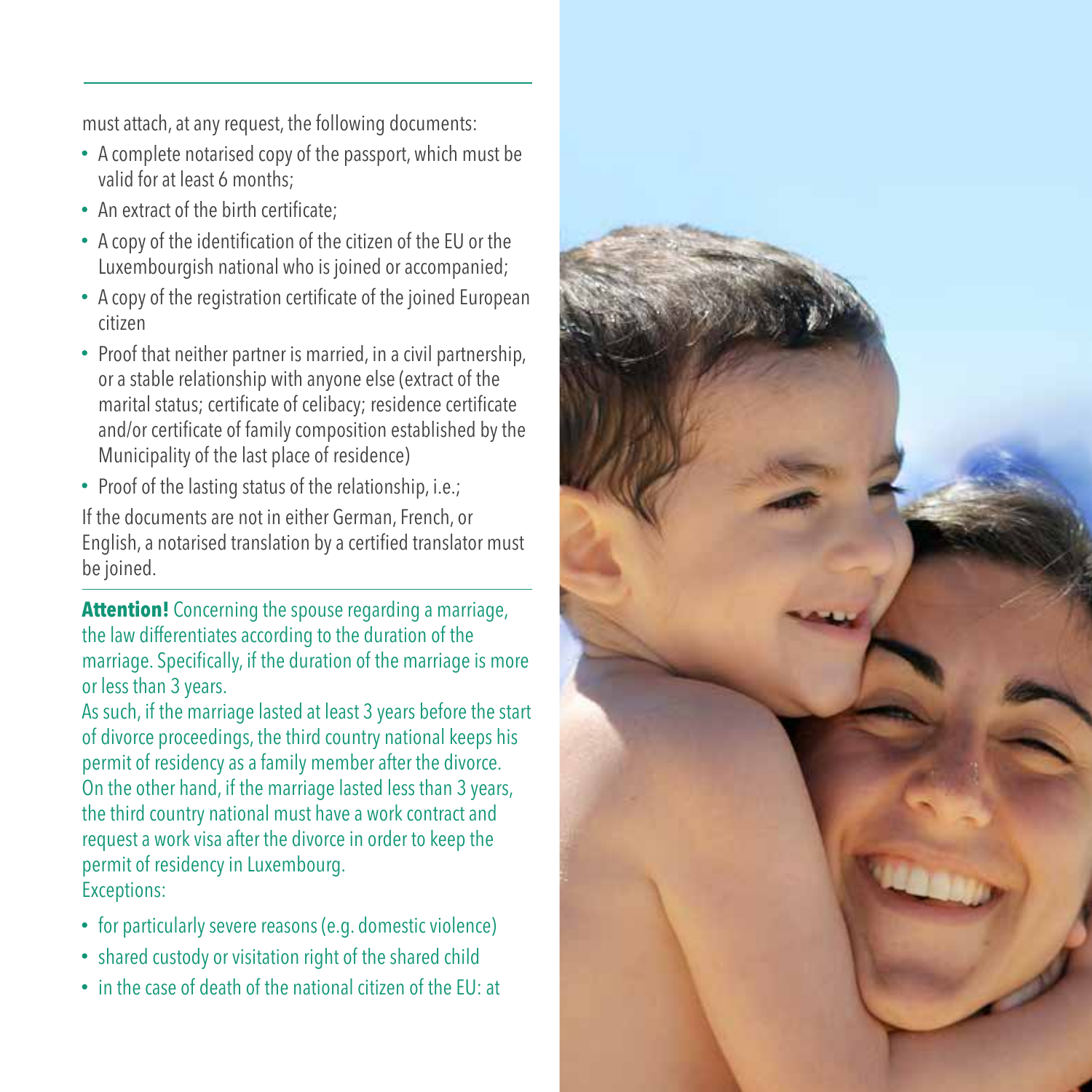must attach, at any request, the following documents:

- A complete notarised copy of the passport, which must be valid for at least 6 months;
- An extract of the birth certificate;
- A copy of the identification of the citizen of the EU or the Luxembourgish national who is joined or accompanied;
- A copy of the registration certificate of the joined European citizen
- Proof that neither partner is married, in a civil partnership, or a stable relationship with anyone else (extract of the marital status; certificate of celibacy; residence certificate and/or certificate of family composition established by the Municipality of the last place of residence)
- Proof of the lasting status of the relationship, i.e.;

If the documents are not in either German, French, or English, a notarised translation by a certified translator must be joined.

**Attention!** Concerning the spouse regarding a marriage, the law differentiates according to the duration of the marriage. Specifically, if the duration of the marriage is more or less than 3 years.

As such, if the marriage lasted at least 3 years before the start of divorce proceedings, the third country national keeps his permit of residency as a family member after the divorce. On the other hand, if the marriage lasted less than 3 years, the third country national must have a work contract and request a work visa after the divorce in order to keep the permit of residency in Luxembourg.

Exceptions:

- for particularly severe reasons (e.g. domestic violence)
- shared custody or visitation right of the shared child
- in the case of death of the national citizen of the EU: at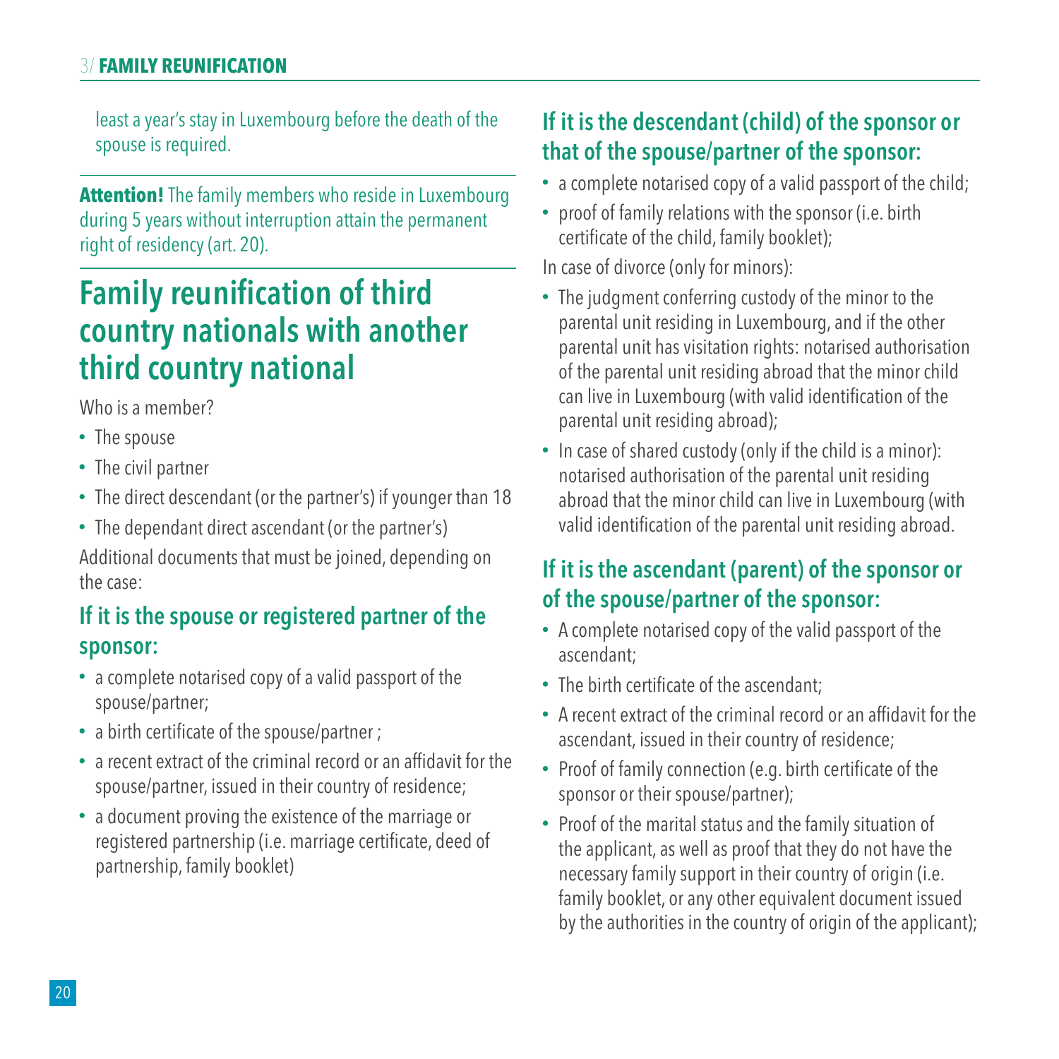least a year's stay in Luxembourg before the death of the spouse is required.

**Attention!** The family members who reside in Luxembourg during 5 years without interruption attain the permanent right of residency (art. 20).

# Family reunification of third country nationals with another third country national

Who is a member?

- The spouse
- The civil partner
- The direct descendant (or the partner's) if younger than 18
- The dependant direct ascendant (or the partner's)

Additional documents that must be joined, depending on the case:

### If it is the spouse or registered partner of the sponsor:

- a complete notarised copy of a valid passport of the spouse/partner;
- a birth certificate of the spouse/partner ;
- a recent extract of the criminal record or an affidavit for the spouse/partner, issued in their country of residence;
- a document proving the existence of the marriage or registered partnership (i.e. marriage certificate, deed of partnership, family booklet)

### If it is the descendant (child) of the sponsor or that of the spouse/partner of the sponsor:

- a complete notarised copy of a valid passport of the child;
- proof of family relations with the sponsor (i.e. birth certificate of the child, family booklet);

In case of divorce (only for minors):

- The judgment conferring custody of the minor to the parental unit residing in Luxembourg, and if the other parental unit has visitation rights: notarised authorisation of the parental unit residing abroad that the minor child can live in Luxembourg (with valid identification of the parental unit residing abroad);
- In case of shared custody (only if the child is a minor): notarised authorisation of the parental unit residing abroad that the minor child can live in Luxembourg (with valid identification of the parental unit residing abroad.

### If it is the ascendant (parent) of the sponsor or of the spouse/partner of the sponsor:

- A complete notarised copy of the valid passport of the ascendant;
- The birth certificate of the ascendant;
- A recent extract of the criminal record or an affidavit for the ascendant, issued in their country of residence;
- Proof of family connection (e.g. birth certificate of the sponsor or their spouse/partner);
- Proof of the marital status and the family situation of the applicant, as well as proof that they do not have the necessary family support in their country of origin (i.e. family booklet, or any other equivalent document issued by the authorities in the country of origin of the applicant);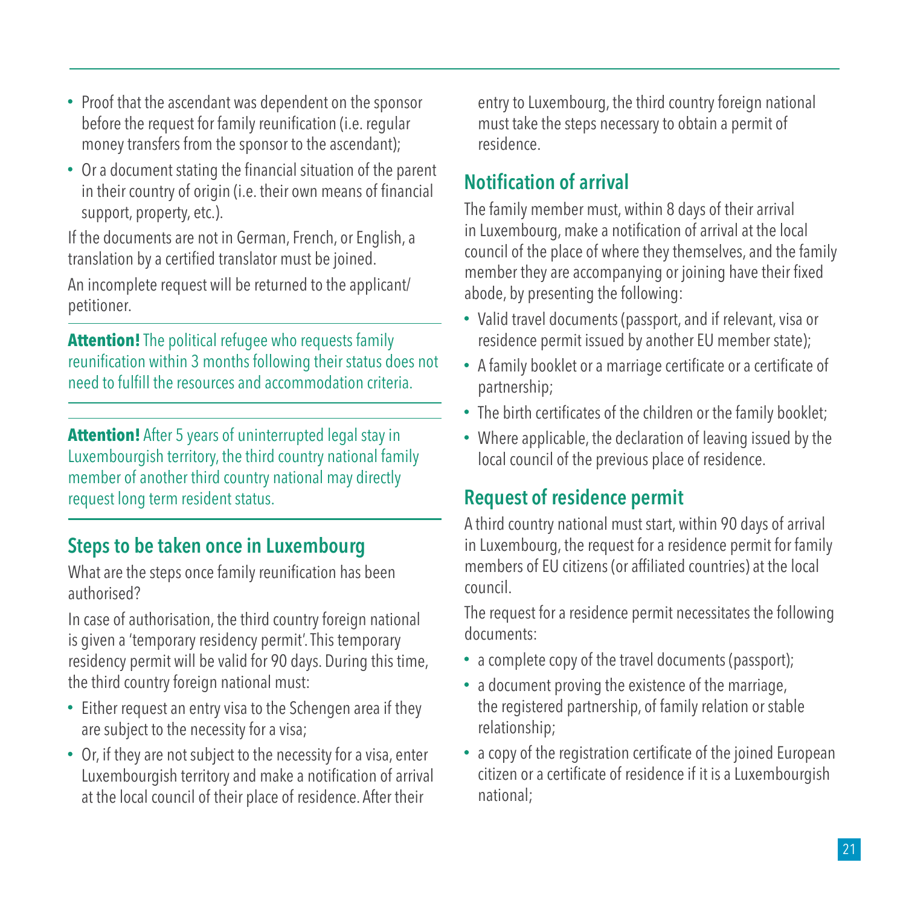- Proof that the ascendant was dependent on the sponsor before the request for family reunification (i.e. regular money transfers from the sponsor to the ascendant);
- Or a document stating the financial situation of the parent in their country of origin (i.e. their own means of financial support, property, etc.).

If the documents are not in German, French, or English, a translation by a certified translator must be joined.

An incomplete request will be returned to the applicant/petitioner.

**Attention!** The political refugee who requests family reunification within 3 months following their status does not need to fulfill the resources and accommodation criteria.

**Attention!** After 5 years of uninterrupted legal stay in Luxembourgish territory, the third country national family member of another third country national may directly request long term resident status.

## Steps to be taken once in Luxembourg

What are the steps once family reunification has been authorised?

In case of authorisation, the third country foreign national is given a 'temporary residency permit'. This temporary residency permit will be valid for 90 days. During this time, the third country foreign national must:

- Either request an entry visa to the Schengen area if they are subject to the necessity for a visa;
- Or, if they are not subject to the necessity for a visa, enter Luxembourgish territory and make a notification of arrival at the local council of their place of residence. After their entry to Luxembourg, the third country foreign national must take the steps necessary to obtain a permit of residence.

## Notification of arrival

The family member must, within 8 days of their arrival in Luxembourg, make a notification of arrival at the local council of the place of where they themselves, and the family member they are accompanying or joining have their fixed abode, by presenting the following:

- Valid travel documents (passport, and if relevant, visa or residence permit issued by another EU member state);
- A family booklet or a marriage certificate or a certificate of partnership;
- The birth certificates of the children or the family booklet;
- Where applicable, the declaration of leaving issued by the local council of the previous place of residence.

## Request of residence permit

A third country national must start, within 90 days of arrival in Luxembourg, the request for a residence permit for family members of EU citizens (or affiliated countries) at the local council.

The request for a residence permit necessitates the following documents:

- a complete copy of the travel documents (passport);
- a document proving the existence of the marriage, the registered partnership, of family relation or stable relationship;
- a copy of the registration certificate of the joined European citizen or a certificate of residence if it is a Luxembourgish national;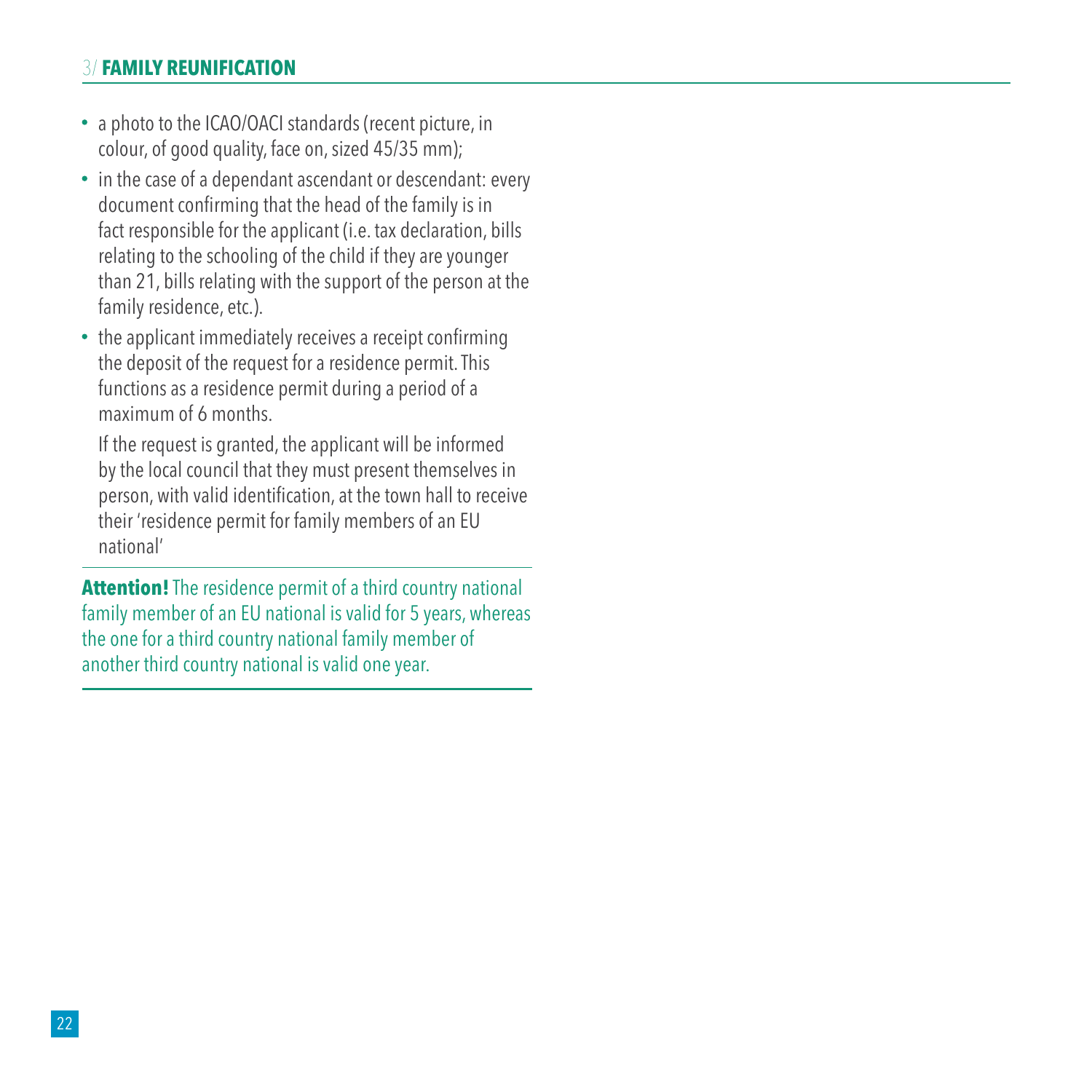- a photo to the ICAO/OACI standards (recent picture, in colour, of good quality, face on, sized 45/35 mm);
- in the case of a dependant ascendant or descendant: every document confirming that the head of the family is in fact responsible for the applicant (i.e. tax declaration, bills relating to the schooling of the child if they are younger than 21, bills relating with the support of the person at the family residence, etc.).
- the applicant immediately receives a receipt confirming the deposit of the request for a residence permit. This functions as a residence permit during a period of a maximum of 6 months.

  If the request is granted, the applicant will be informed by the local council that they must present themselves in person, with valid identification, at the town hall to receive their 'residence permit for family members of an EU national'

**Attention!** The residence permit of a third country national family member of an EU national is valid for 5 years, whereas the one for a third country national family member of another third country national is valid one year.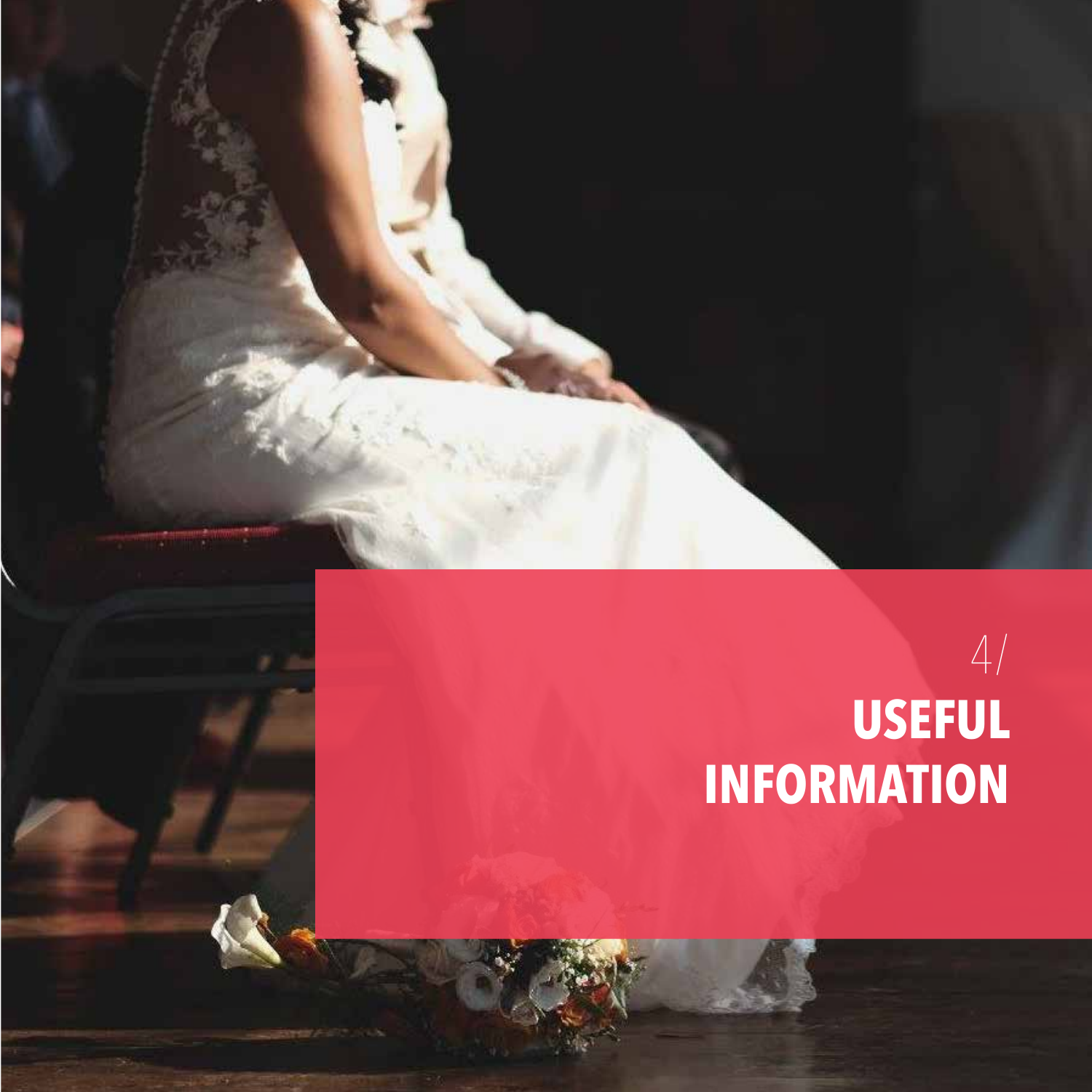4/

# USEFUL INFORMATION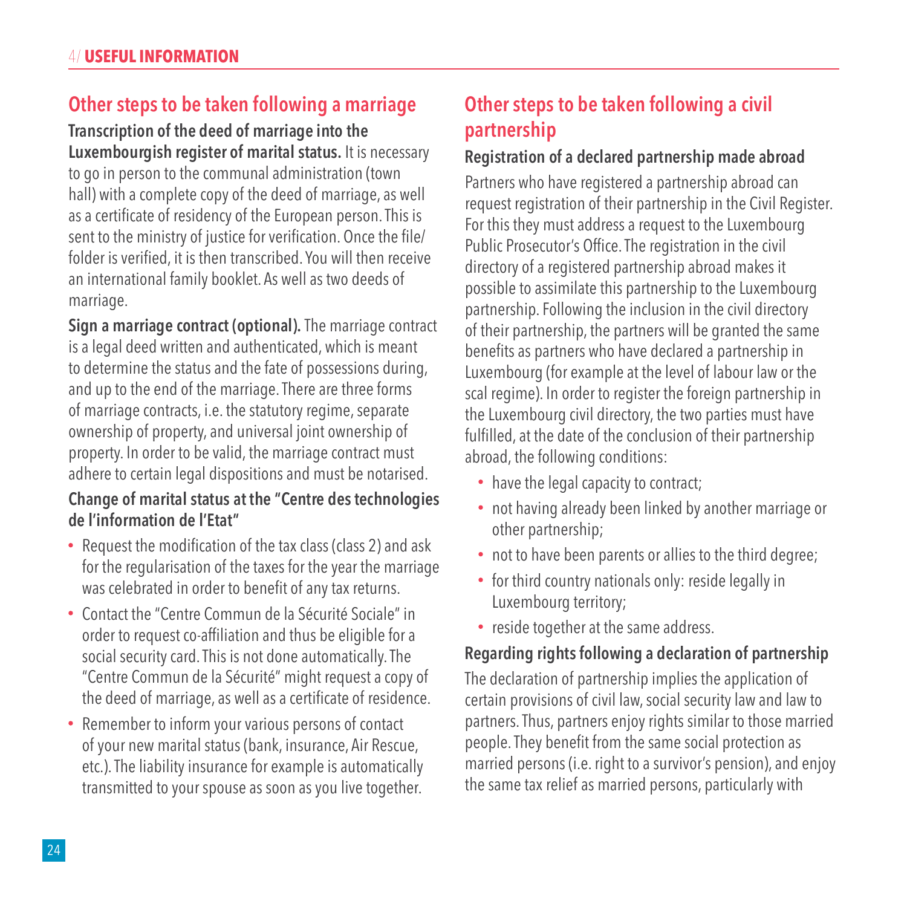## Other steps to be taken following a marriage

**Transcription of the deed of marriage into the Luxembourgish register of marital status.** It is necessary to go in person to the communal administration (town hall) with a complete copy of the deed of marriage, as well as a certificate of residency of the European person. This is sent to the ministry of justice for verification. Once the file/folder is verified, it is then transcribed. You will then receive an international family booklet. As well as two deeds of marriage.

**Sign a marriage contract (optional).** The marriage contract is a legal deed written and authenticated, which is meant to determine the status and the fate of possessions during, and up to the end of the marriage. There are three forms of marriage contracts, i.e. the statutory regime, separate ownership of property, and universal joint ownership of property. In order to be valid, the marriage contract must adhere to certain legal dispositions and must be notarised.

### Change of marital status at the "Centre des technologies de l'information de l'Etat"

- Request the modification of the tax class (class 2) and ask for the regularisation of the taxes for the year the marriage was celebrated in order to benefit of any tax returns.
- Contact the "Centre Commun de la Sécurité Sociale" in order to request co-affiliation and thus be eligible for a social security card. This is not done automatically. The "Centre Commun de la Sécurité" might request a copy of the deed of marriage, as well as a certificate of residence.
- Remember to inform your various persons of contact of your new marital status (bank, insurance, Air Rescue, etc.). The liability insurance for example is automatically transmitted to your spouse as soon as you live together.

## Other steps to be taken following a civil partnership

### Registration of a declared partnership made abroad

Partners who have registered a partnership abroad can request registration of their partnership in the Civil Register. For this they must address a request to the Luxembourg Public Prosecutor's Office. The registration in the civil directory of a registered partnership abroad makes it possible to assimilate this partnership to the Luxembourg partnership. Following the inclusion in the civil directory of their partnership, the partners will be granted the same benefits as partners who have declared a partnership in Luxembourg (for example at the level of labour law or the scal regime). In order to register the foreign partnership in the Luxembourg civil directory, the two parties must have fulfilled, at the date of the conclusion of their partnership abroad, the following conditions:

- have the legal capacity to contract;
- not having already been linked by another marriage or other partnership;
- not to have been parents or allies to the third degree;
- for third country nationals only: reside legally in Luxembourg territory;
- reside together at the same address.

### Regarding rights following a declaration of partnership

The declaration of partnership implies the application of certain provisions of civil law, social security law and law to partners. Thus, partners enjoy rights similar to those married people. They benefit from the same social protection as married persons (i.e. right to a survivor's pension), and enjoy the same tax relief as married persons, particularly with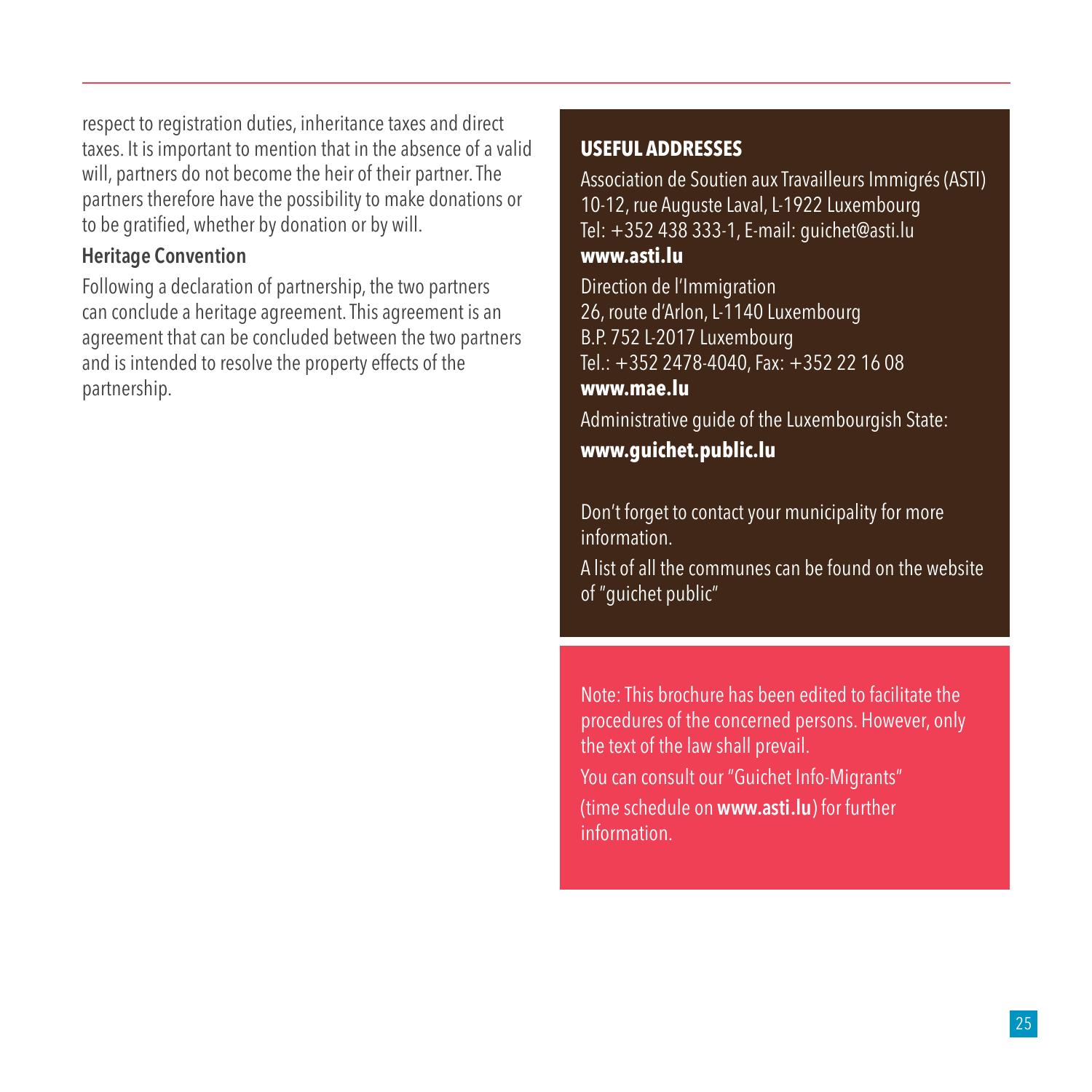respect to registration duties, inheritance taxes and direct taxes. It is important to mention that in the absence of a valid will, partners do not become the heir of their partner. The partners therefore have the possibility to make donations or to be gratified, whether by donation or by will.

### Heritage Convention

Following a declaration of partnership, the two partners can conclude a heritage agreement. This agreement is an agreement that can be concluded between the two partners and is intended to resolve the property effects of the partnership.

### USEFUL ADDRESSES

Association de Soutien aux Travailleurs Immigrés (ASTI)
10-12, rue Auguste Laval, L-1922 Luxembourg
Tel: +352 438 333-1, E-mail: guichet@asti.lu
**www.asti.lu**

Direction de l'Immigration
26, route d'Arlon, L-1140 Luxembourg
B.P. 752 L-2017 Luxembourg
Tel.: +352 2478-4040, Fax: +352 22 16 08
**www.mae.lu**

Administrative guide of the Luxembourgish State:
**www.guichet.public.lu**

Don't forget to contact your municipality for more information.

A list of all the communes can be found on the website of "guichet public"

Note: This brochure has been edited to facilitate the procedures of the concerned persons. However, only the text of the law shall prevail.

You can consult our "Guichet Info-Migrants" (time schedule on **www.asti.lu**) for further information.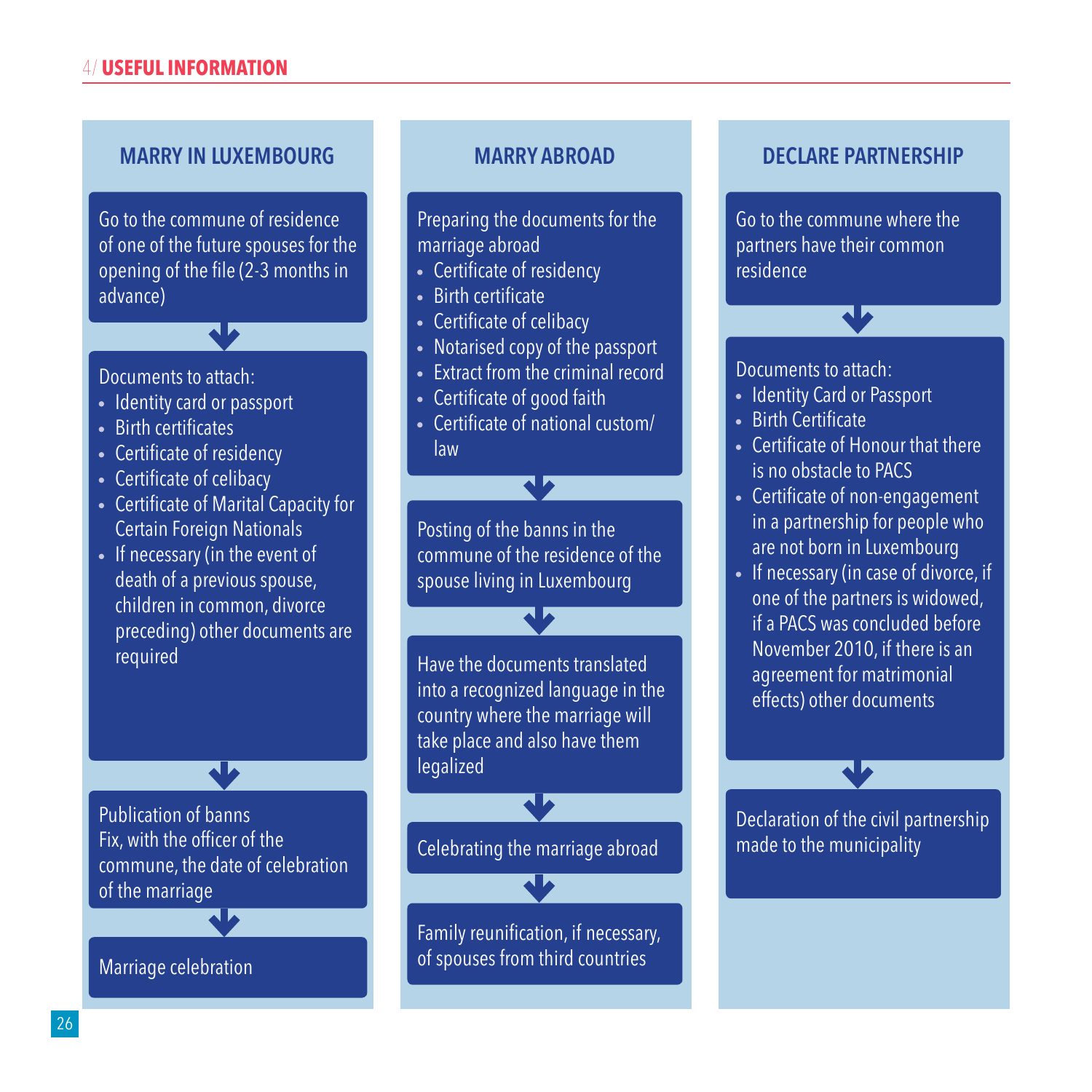## 4/ USEFUL INFORMATION

### MARRY IN LUXEMBOURG

Go to the commune of residence of one of the future spouses for the opening of the file (2-3 months in advance)

↓

Documents to attach:

- Identity card or passport
- Birth certificates
- Certificate of residency
- Certificate of celibacy
- Certificate of Marital Capacity for Certain Foreign Nationals
- If necessary (in the event of death of a previous spouse, children in common, divorce preceding) other documents are required

↓

Publication of banns
Fix, with the officer of the commune, the date of celebration of the marriage

↓

Marriage celebration

### MARRY ABROAD

Preparing the documents for the marriage abroad

- Certificate of residency
- Birth certificate
- Certificate of celibacy
- Notarised copy of the passport
- Extract from the criminal record
- Certificate of good faith
- Certificate of national custom/law

↓

Posting of the banns in the commune of the residence of the spouse living in Luxembourg

↓

Have the documents translated into a recognized language in the country where the marriage will take place and also have them legalized

↓

Celebrating the marriage abroad

↓

Family reunification, if necessary, of spouses from third countries

### DECLARE PARTNERSHIP

Go to the commune where the partners have their common residence

↓

Documents to attach:

- Identity Card or Passport
- Birth Certificate
- Certificate of Honour that there is no obstacle to PACS
- Certificate of non-engagement in a partnership for people who are not born in Luxembourg
- If necessary (in case of divorce, if one of the partners is widowed, if a PACS was concluded before November 2010, if there is an agreement for matrimonial effects) other documents

↓

Declaration of the civil partnership made to the municipality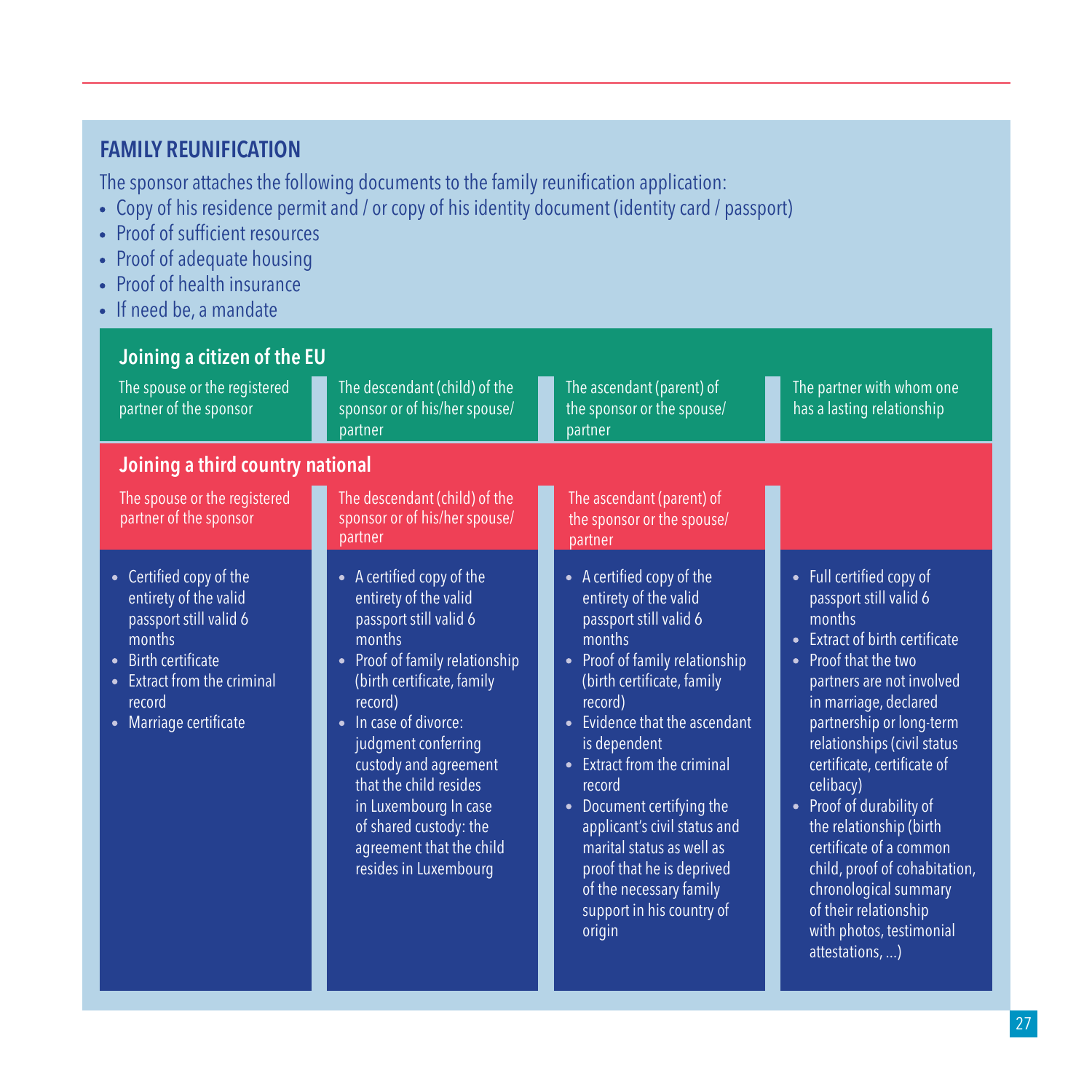## FAMILY REUNIFICATION

The sponsor attaches the following documents to the family reunification application:

- Copy of his residence permit and / or copy of his identity document (identity card / passport)
- Proof of sufficient resources
- Proof of adequate housing
- Proof of health insurance
- If need be, a mandate

| **Joining a citizen of the EU** | | | |
|---|---|---|---|
| The spouse or the registered partner of the sponsor | The descendant (child) of the sponsor or of his/her spouse/ partner | The ascendant (parent) of the sponsor or the spouse/ partner | The partner with whom one has a lasting relationship |
| **Joining a third country national** | | | |
| The spouse or the registered partner of the sponsor | The descendant (child) of the sponsor or of his/her spouse/ partner | The ascendant (parent) of the sponsor or the spouse/ partner | |
| • Certified copy of the entirety of the valid passport still valid 6 months<br>• Birth certificate<br>• Extract from the criminal record<br>• Marriage certificate | • A certified copy of the entirety of the valid passport still valid 6 months<br>• Proof of family relationship (birth certificate, family record)<br>• In case of divorce: judgment conferring custody and agreement that the child resides in Luxembourg In case of shared custody: the agreement that the child resides in Luxembourg | • A certified copy of the entirety of the valid passport still valid 6 months<br>• Proof of family relationship (birth certificate, family record)<br>• Evidence that the ascendant is dependent<br>• Extract from the criminal record<br>• Document certifying the applicant's civil status and marital status as well as proof that he is deprived of the necessary family support in his country of origin | • Full certified copy of passport still valid 6 months<br>• Extract of birth certificate<br>• Proof that the two partners are not involved in marriage, declared partnership or long-term relationships (civil status certificate, certificate of celibacy)<br>• Proof of durability of the relationship (birth certificate of a common child, proof of cohabitation, chronological summary of their relationship with photos, testimonial attestations, ...) |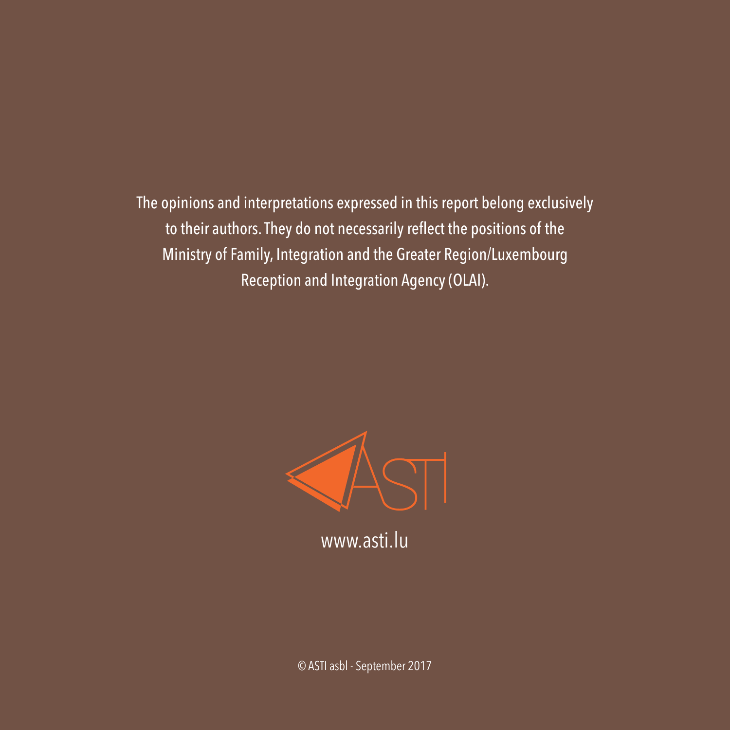The opinions and interpretations expressed in this report belong exclusively to their authors. They do not necessarily reflect the positions of the Ministry of Family, Integration and the Greater Region/Luxembourg Reception and Integration Agency (OLAI).

ASTI

www.asti.lu

© ASTI asbl - September 2017